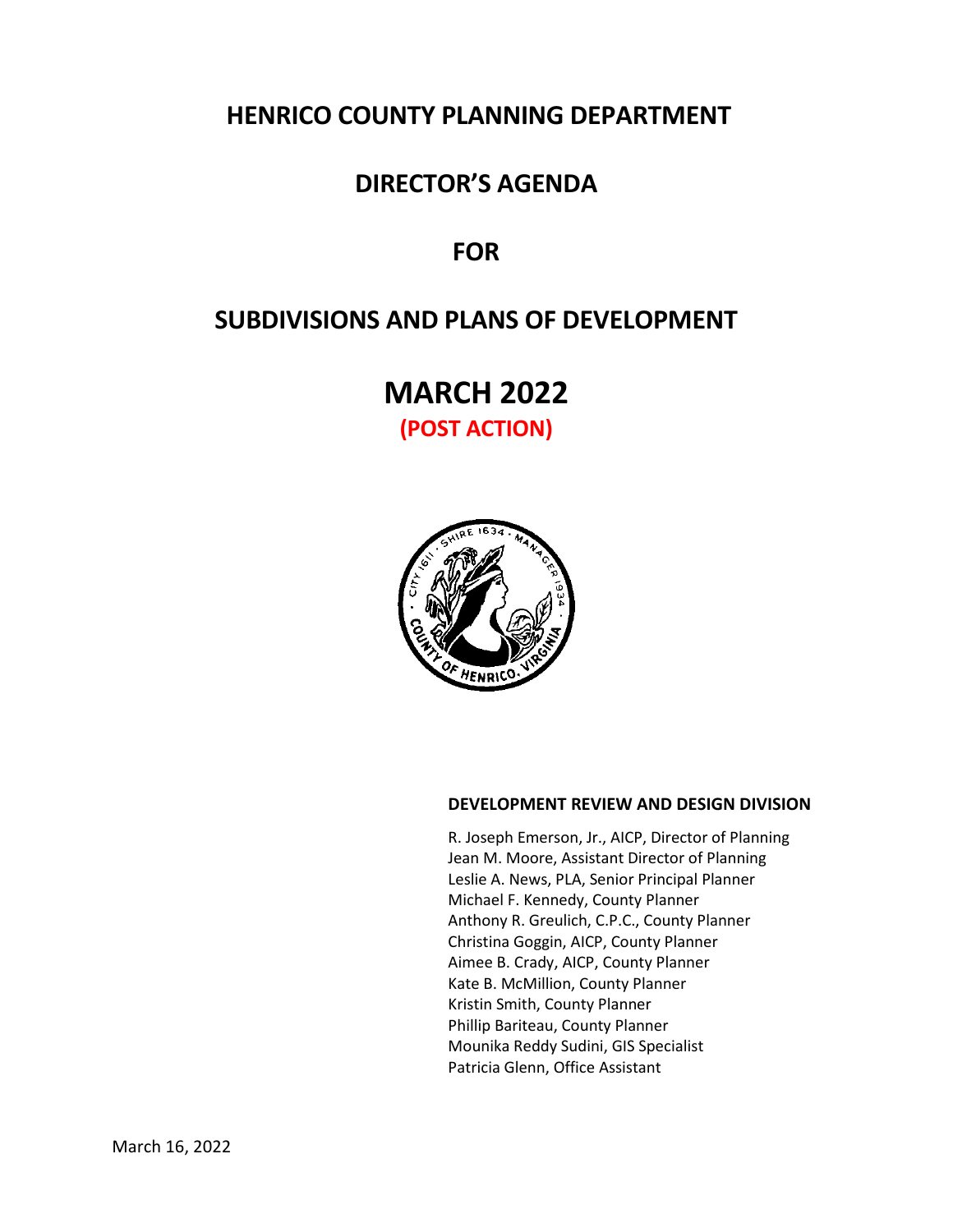# HENRICO COUNTY PLANNING DEPARTMENT

# DIRECTOR'S AGENDA

# FOR

# SUBDIVISIONS AND PLANS OF DEVELOPMENT

# MARCH 2022

**(POST ACTION)**

**DEVELOPMENT REVIEW AND DESIGN DIVISION**

R. Joseph Emerson, Jr., AICP, Director of Planning
Jean M. Moore, Assistant Director of Planning
Leslie A. News, PLA, Senior Principal Planner
Michael F. Kennedy, County Planner
Anthony R. Greulich, C.P.C., County Planner
Christina Goggin, AICP, County Planner
Aimee B. Crady, AICP, County Planner
Kate B. McMillion, County Planner
Kristin Smith, County Planner
Phillip Bariteau, County Planner
Mounika Reddy Sudini, GIS Specialist
Patricia Glenn, Office Assistant

March 16, 2022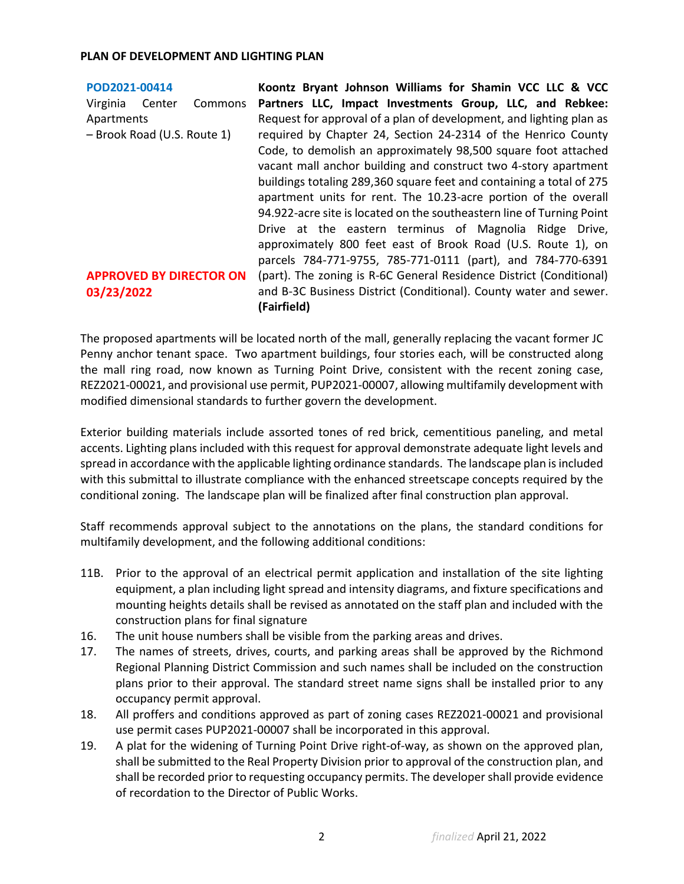**PLAN OF DEVELOPMENT AND LIGHTING PLAN**

**POD2021-00414**
Virginia Center Commons Apartments
– Brook Road (U.S. Route 1)

**APPROVED BY DIRECTOR ON 03/23/2022**

**Koontz Bryant Johnson Williams for Shamin VCC LLC & VCC Partners LLC, Impact Investments Group, LLC, and Rebkee:** Request for approval of a plan of development, and lighting plan as required by Chapter 24, Section 24-2314 of the Henrico County Code, to demolish an approximately 98,500 square foot attached vacant mall anchor building and construct two 4-story apartment buildings totaling 289,360 square feet and containing a total of 275 apartment units for rent. The 10.23-acre portion of the overall 94.922-acre site is located on the southeastern line of Turning Point Drive at the eastern terminus of Magnolia Ridge Drive, approximately 800 feet east of Brook Road (U.S. Route 1), on parcels 784-771-9755, 785-771-0111 (part), and 784-770-6391 (part). The zoning is R-6C General Residence District (Conditional) and B-3C Business District (Conditional). County water and sewer. **(Fairfield)**

The proposed apartments will be located north of the mall, generally replacing the vacant former JC Penny anchor tenant space. Two apartment buildings, four stories each, will be constructed along the mall ring road, now known as Turning Point Drive, consistent with the recent zoning case, REZ2021-00021, and provisional use permit, PUP2021-00007, allowing multifamily development with modified dimensional standards to further govern the development.

Exterior building materials include assorted tones of red brick, cementitious paneling, and metal accents. Lighting plans included with this request for approval demonstrate adequate light levels and spread in accordance with the applicable lighting ordinance standards. The landscape plan is included with this submittal to illustrate compliance with the enhanced streetscape concepts required by the conditional zoning. The landscape plan will be finalized after final construction plan approval.

Staff recommends approval subject to the annotations on the plans, the standard conditions for multifamily development, and the following additional conditions:

11B. Prior to the approval of an electrical permit application and installation of the site lighting equipment, a plan including light spread and intensity diagrams, and fixture specifications and mounting heights details shall be revised as annotated on the staff plan and included with the construction plans for final signature

16. The unit house numbers shall be visible from the parking areas and drives.

17. The names of streets, drives, courts, and parking areas shall be approved by the Richmond Regional Planning District Commission and such names shall be included on the construction plans prior to their approval. The standard street name signs shall be installed prior to any occupancy permit approval.

18. All proffers and conditions approved as part of zoning cases REZ2021-00021 and provisional use permit cases PUP2021-00007 shall be incorporated in this approval.

19. A plat for the widening of Turning Point Drive right-of-way, as shown on the approved plan, shall be submitted to the Real Property Division prior to approval of the construction plan, and shall be recorded prior to requesting occupancy permits. The developer shall provide evidence of recordation to the Director of Public Works.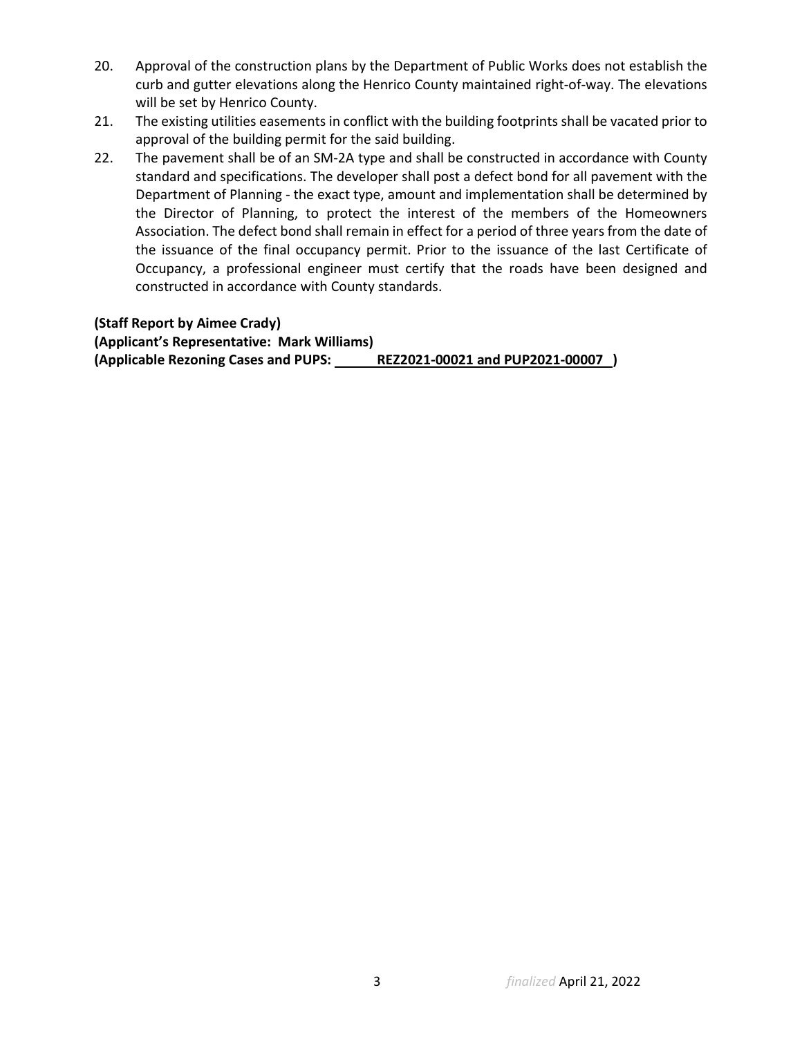20. Approval of the construction plans by the Department of Public Works does not establish the curb and gutter elevations along the Henrico County maintained right-of-way. The elevations will be set by Henrico County.
21. The existing utilities easements in conflict with the building footprints shall be vacated prior to approval of the building permit for the said building.
22. The pavement shall be of an SM-2A type and shall be constructed in accordance with County standard and specifications. The developer shall post a defect bond for all pavement with the Department of Planning - the exact type, amount and implementation shall be determined by the Director of Planning, to protect the interest of the members of the Homeowners Association. The defect bond shall remain in effect for a period of three years from the date of the issuance of the final occupancy permit. Prior to the issuance of the last Certificate of Occupancy, a professional engineer must certify that the roads have been designed and constructed in accordance with County standards.

**(Staff Report by Aimee Crady)**
**(Applicant's Representative: Mark Williams)**
**(Applicable Rezoning Cases and PUPS: REZ2021-00021 and PUP2021-00007 )**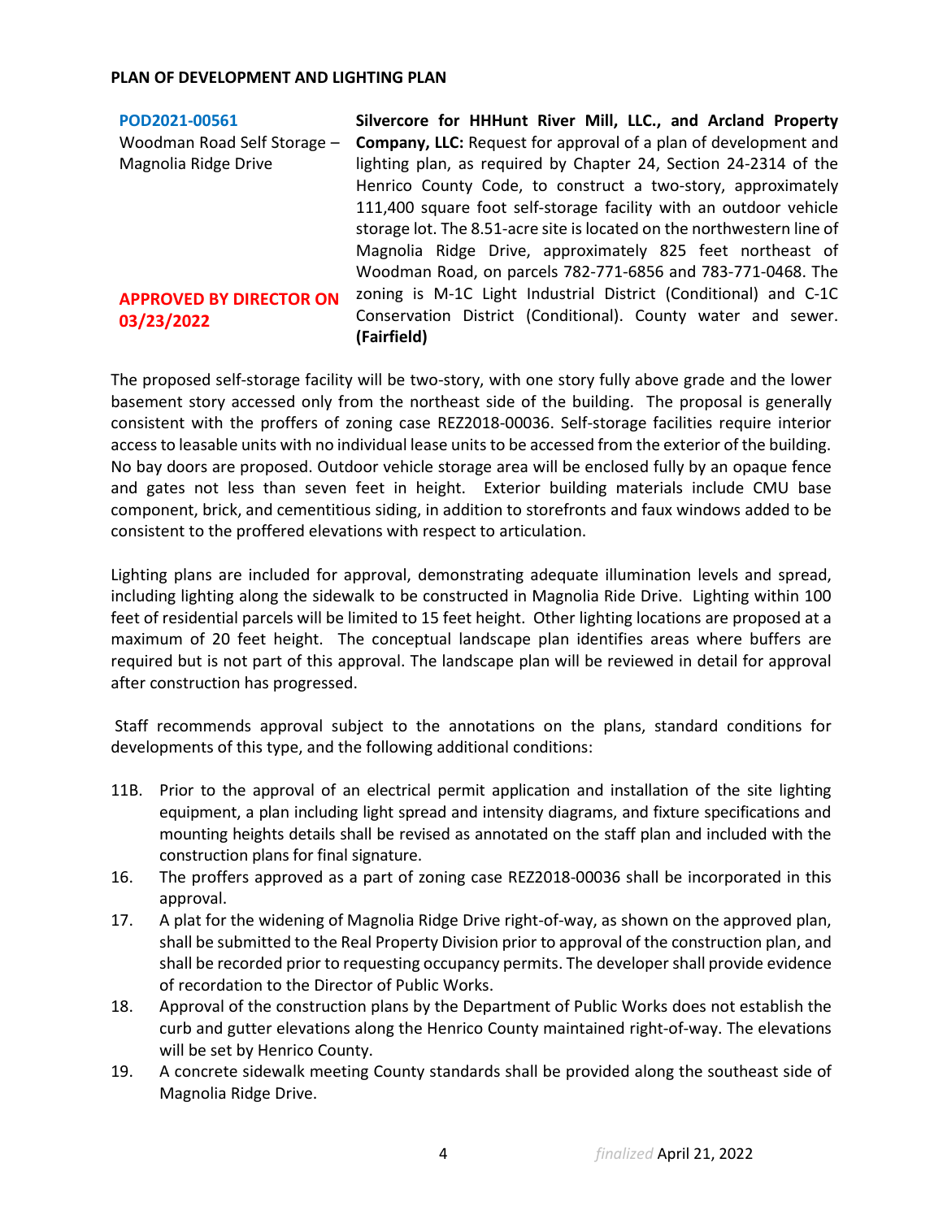**PLAN OF DEVELOPMENT AND LIGHTING PLAN**

| | |
|---|---|
| **POD2021-00561**<br>Woodman Road Self Storage – Magnolia Ridge Drive<br><br>**APPROVED BY DIRECTOR ON 03/23/2022** | **Silvercore for HHHunt River Mill, LLC., and Arcland Property Company, LLC:** Request for approval of a plan of development and lighting plan, as required by Chapter 24, Section 24-2314 of the Henrico County Code, to construct a two-story, approximately 111,400 square foot self-storage facility with an outdoor vehicle storage lot. The 8.51-acre site is located on the northwestern line of Magnolia Ridge Drive, approximately 825 feet northeast of Woodman Road, on parcels 782-771-6856 and 783-771-0468. The zoning is M-1C Light Industrial District (Conditional) and C-1C Conservation District (Conditional). County water and sewer. **(Fairfield)** |

The proposed self-storage facility will be two-story, with one story fully above grade and the lower basement story accessed only from the northeast side of the building. The proposal is generally consistent with the proffers of zoning case REZ2018-00036. Self-storage facilities require interior access to leasable units with no individual lease units to be accessed from the exterior of the building. No bay doors are proposed. Outdoor vehicle storage area will be enclosed fully by an opaque fence and gates not less than seven feet in height. Exterior building materials include CMU base component, brick, and cementitious siding, in addition to storefronts and faux windows added to be consistent to the proffered elevations with respect to articulation.

Lighting plans are included for approval, demonstrating adequate illumination levels and spread, including lighting along the sidewalk to be constructed in Magnolia Ride Drive. Lighting within 100 feet of residential parcels will be limited to 15 feet height. Other lighting locations are proposed at a maximum of 20 feet height. The conceptual landscape plan identifies areas where buffers are required but is not part of this approval. The landscape plan will be reviewed in detail for approval after construction has progressed.

Staff recommends approval subject to the annotations on the plans, standard conditions for developments of this type, and the following additional conditions:

11B. Prior to the approval of an electrical permit application and installation of the site lighting equipment, a plan including light spread and intensity diagrams, and fixture specifications and mounting heights details shall be revised as annotated on the staff plan and included with the construction plans for final signature.

16. The proffers approved as a part of zoning case REZ2018-00036 shall be incorporated in this approval.

17. A plat for the widening of Magnolia Ridge Drive right-of-way, as shown on the approved plan, shall be submitted to the Real Property Division prior to approval of the construction plan, and shall be recorded prior to requesting occupancy permits. The developer shall provide evidence of recordation to the Director of Public Works.

18. Approval of the construction plans by the Department of Public Works does not establish the curb and gutter elevations along the Henrico County maintained right-of-way. The elevations will be set by Henrico County.

19. A concrete sidewalk meeting County standards shall be provided along the southeast side of Magnolia Ridge Drive.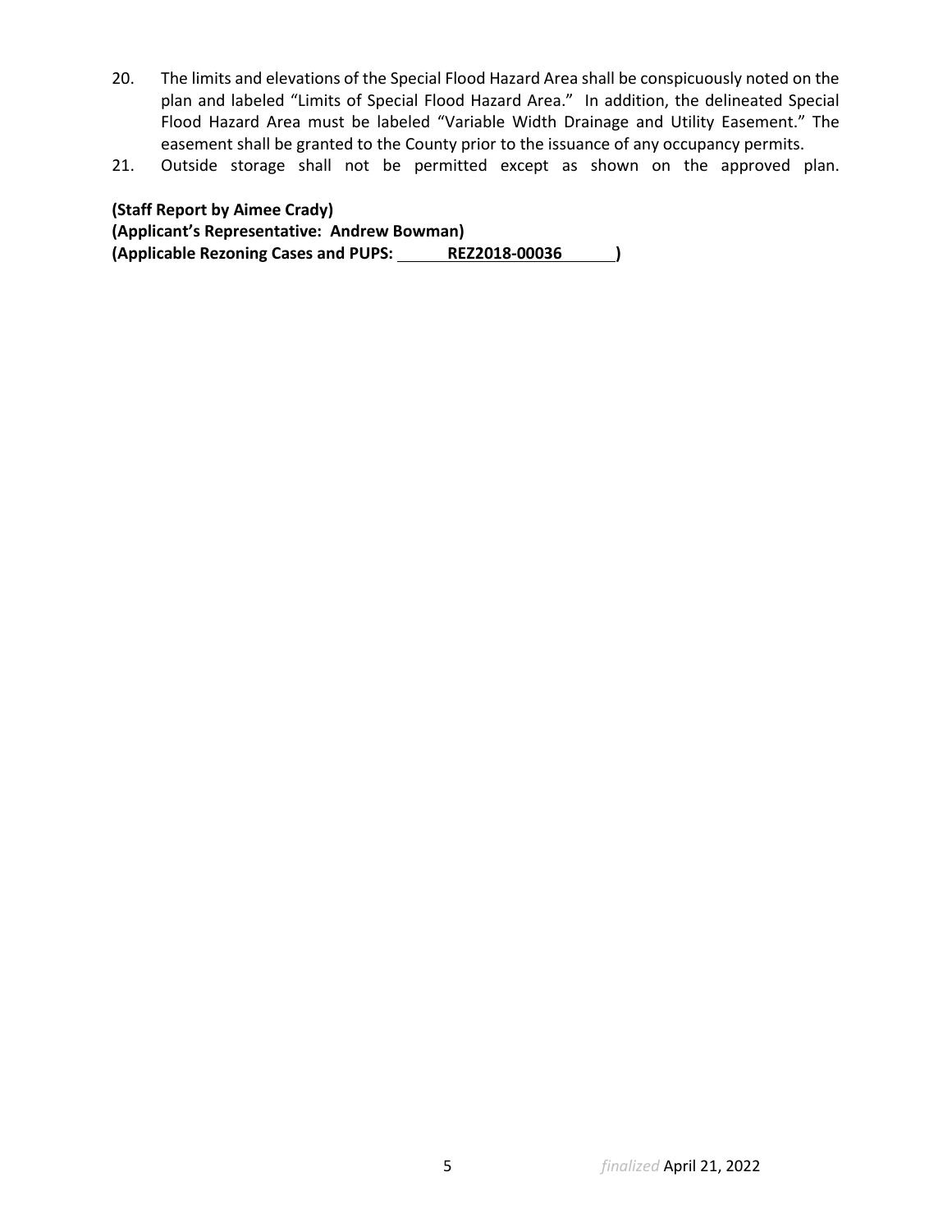20. The limits and elevations of the Special Flood Hazard Area shall be conspicuously noted on the plan and labeled "Limits of Special Flood Hazard Area." In addition, the delineated Special Flood Hazard Area must be labeled "Variable Width Drainage and Utility Easement." The easement shall be granted to the County prior to the issuance of any occupancy permits.
21. Outside storage shall not be permitted except as shown on the approved plan.

**(Staff Report by Aimee Crady)**
**(Applicant's Representative: Andrew Bowman)**
**(Applicable Rezoning Cases and PUPS: REZ2018-00036 )**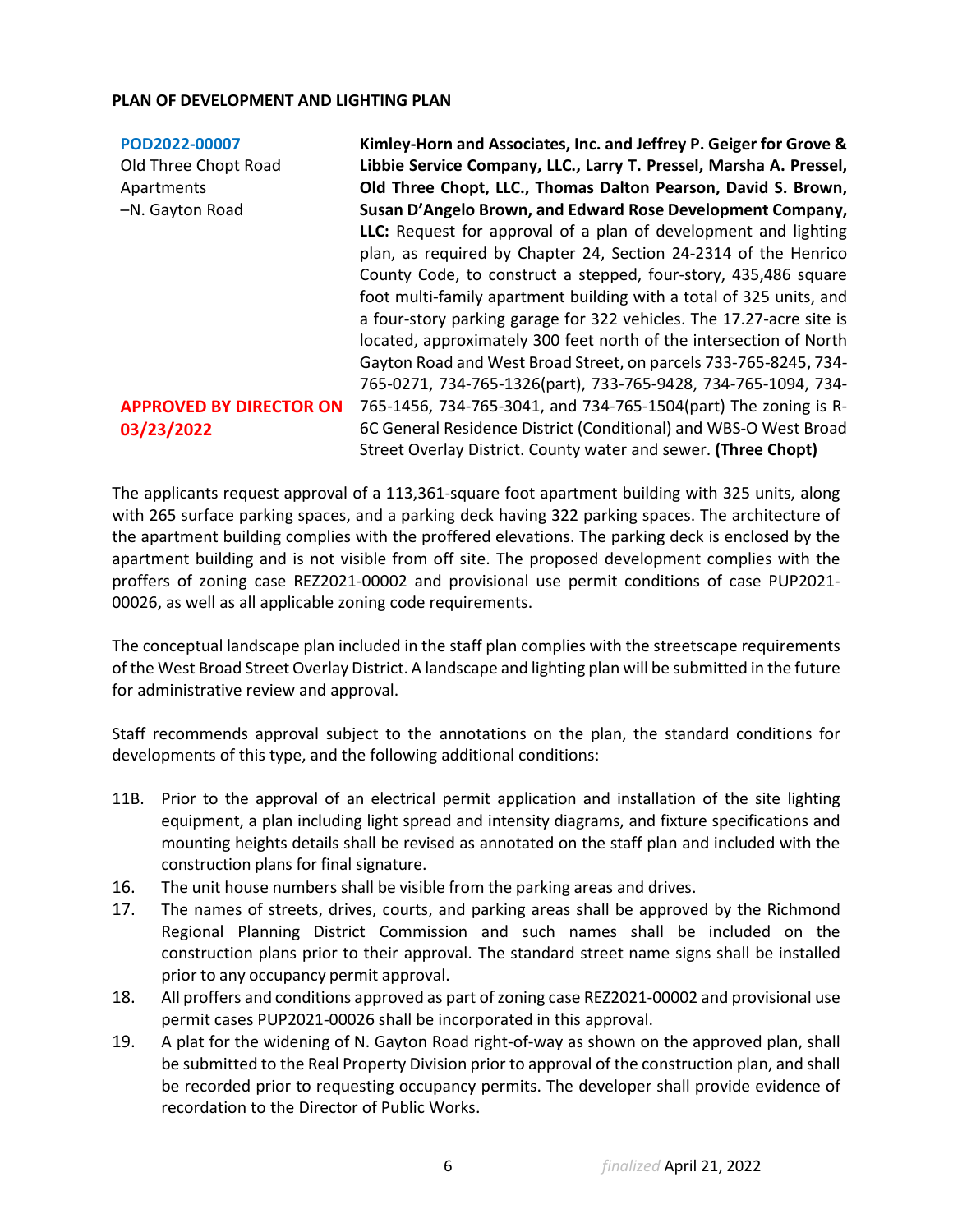**PLAN OF DEVELOPMENT AND LIGHTING PLAN**

| | |
|---|---|
| POD2022-00007<br>Old Three Chopt Road Apartments<br>–N. Gayton Road<br><br>**APPROVED BY DIRECTOR ON 03/23/2022** | **Kimley-Horn and Associates, Inc. and Jeffrey P. Geiger for Grove & Libbie Service Company, LLC., Larry T. Pressel, Marsha A. Pressel, Old Three Chopt, LLC., Thomas Dalton Pearson, David S. Brown, Susan D'Angelo Brown, and Edward Rose Development Company, LLC:** Request for approval of a plan of development and lighting plan, as required by Chapter 24, Section 24-2314 of the Henrico County Code, to construct a stepped, four-story, 435,486 square foot multi-family apartment building with a total of 325 units, and a four-story parking garage for 322 vehicles. The 17.27-acre site is located, approximately 300 feet north of the intersection of North Gayton Road and West Broad Street, on parcels 733-765-8245, 734-765-0271, 734-765-1326(part), 733-765-9428, 734-765-1094, 734-765-1456, 734-765-3041, and 734-765-1504(part) The zoning is R-6C General Residence District (Conditional) and WBS-O West Broad Street Overlay District. County water and sewer. **(Three Chopt)** |

The applicants request approval of a 113,361-square foot apartment building with 325 units, along with 265 surface parking spaces, and a parking deck having 322 parking spaces. The architecture of the apartment building complies with the proffered elevations. The parking deck is enclosed by the apartment building and is not visible from off site. The proposed development complies with the proffers of zoning case REZ2021-00002 and provisional use permit conditions of case PUP2021-00026, as well as all applicable zoning code requirements.

The conceptual landscape plan included in the staff plan complies with the streetscape requirements of the West Broad Street Overlay District. A landscape and lighting plan will be submitted in the future for administrative review and approval.

Staff recommends approval subject to the annotations on the plan, the standard conditions for developments of this type, and the following additional conditions:

11B. Prior to the approval of an electrical permit application and installation of the site lighting equipment, a plan including light spread and intensity diagrams, and fixture specifications and mounting heights details shall be revised as annotated on the staff plan and included with the construction plans for final signature.

16. The unit house numbers shall be visible from the parking areas and drives.

17. The names of streets, drives, courts, and parking areas shall be approved by the Richmond Regional Planning District Commission and such names shall be included on the construction plans prior to their approval. The standard street name signs shall be installed prior to any occupancy permit approval.

18. All proffers and conditions approved as part of zoning case REZ2021-00002 and provisional use permit cases PUP2021-00026 shall be incorporated in this approval.

19. A plat for the widening of N. Gayton Road right-of-way as shown on the approved plan, shall be submitted to the Real Property Division prior to approval of the construction plan, and shall be recorded prior to requesting occupancy permits. The developer shall provide evidence of recordation to the Director of Public Works.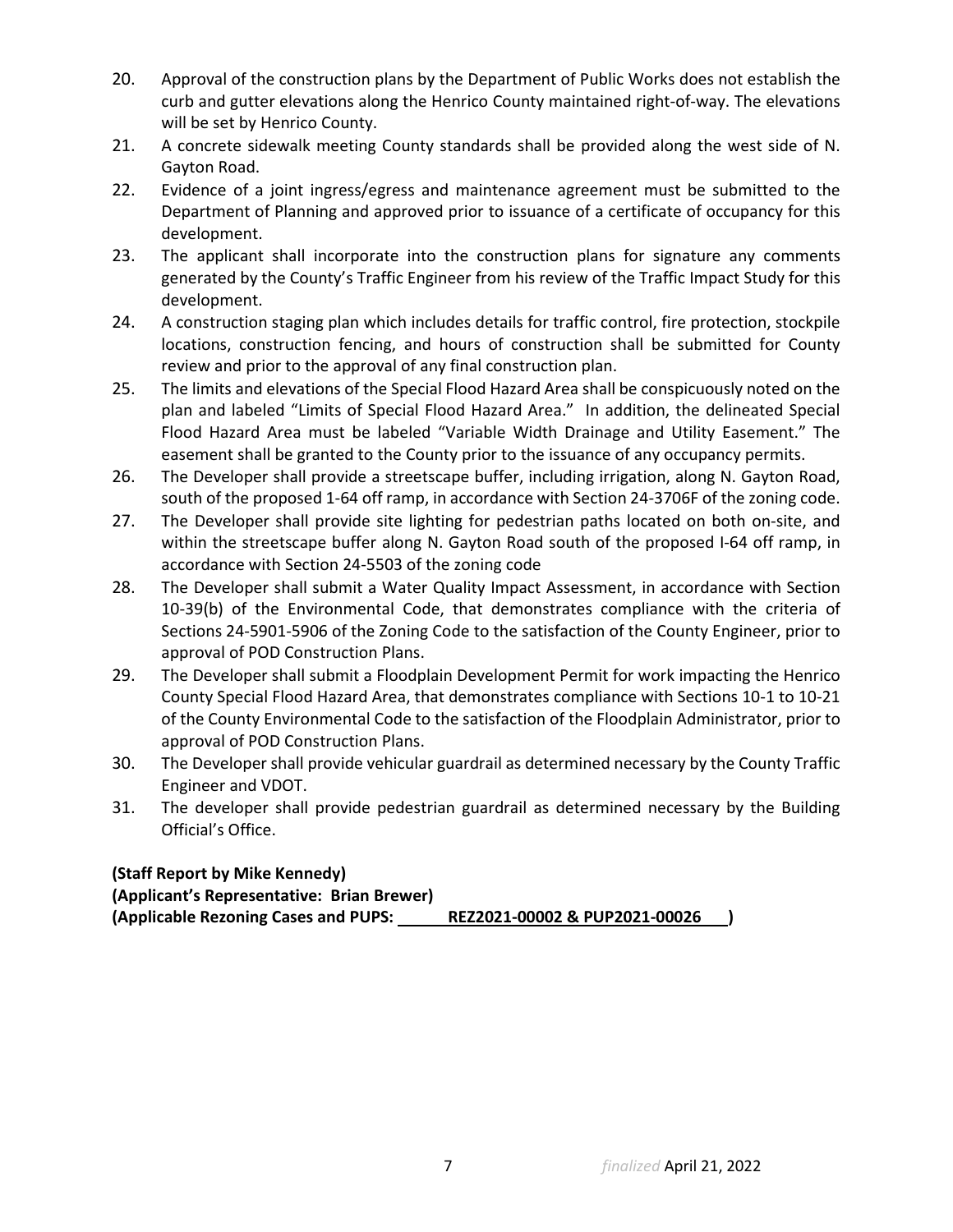20. Approval of the construction plans by the Department of Public Works does not establish the curb and gutter elevations along the Henrico County maintained right-of-way. The elevations will be set by Henrico County.
21. A concrete sidewalk meeting County standards shall be provided along the west side of N. Gayton Road.
22. Evidence of a joint ingress/egress and maintenance agreement must be submitted to the Department of Planning and approved prior to issuance of a certificate of occupancy for this development.
23. The applicant shall incorporate into the construction plans for signature any comments generated by the County's Traffic Engineer from his review of the Traffic Impact Study for this development.
24. A construction staging plan which includes details for traffic control, fire protection, stockpile locations, construction fencing, and hours of construction shall be submitted for County review and prior to the approval of any final construction plan.
25. The limits and elevations of the Special Flood Hazard Area shall be conspicuously noted on the plan and labeled "Limits of Special Flood Hazard Area." In addition, the delineated Special Flood Hazard Area must be labeled "Variable Width Drainage and Utility Easement." The easement shall be granted to the County prior to the issuance of any occupancy permits.
26. The Developer shall provide a streetscape buffer, including irrigation, along N. Gayton Road, south of the proposed 1-64 off ramp, in accordance with Section 24-3706F of the zoning code.
27. The Developer shall provide site lighting for pedestrian paths located on both on-site, and within the streetscape buffer along N. Gayton Road south of the proposed I-64 off ramp, in accordance with Section 24-5503 of the zoning code
28. The Developer shall submit a Water Quality Impact Assessment, in accordance with Section 10-39(b) of the Environmental Code, that demonstrates compliance with the criteria of Sections 24-5901-5906 of the Zoning Code to the satisfaction of the County Engineer, prior to approval of POD Construction Plans.
29. The Developer shall submit a Floodplain Development Permit for work impacting the Henrico County Special Flood Hazard Area, that demonstrates compliance with Sections 10-1 to 10-21 of the County Environmental Code to the satisfaction of the Floodplain Administrator, prior to approval of POD Construction Plans.
30. The Developer shall provide vehicular guardrail as determined necessary by the County Traffic Engineer and VDOT.
31. The developer shall provide pedestrian guardrail as determined necessary by the Building Official's Office.

**(Staff Report by Mike Kennedy)**
**(Applicant's Representative: Brian Brewer)**
**(Applicable Rezoning Cases and PUPS: REZ2021-00002 & PUP2021-00026 )**

*finalized* April 21, 2022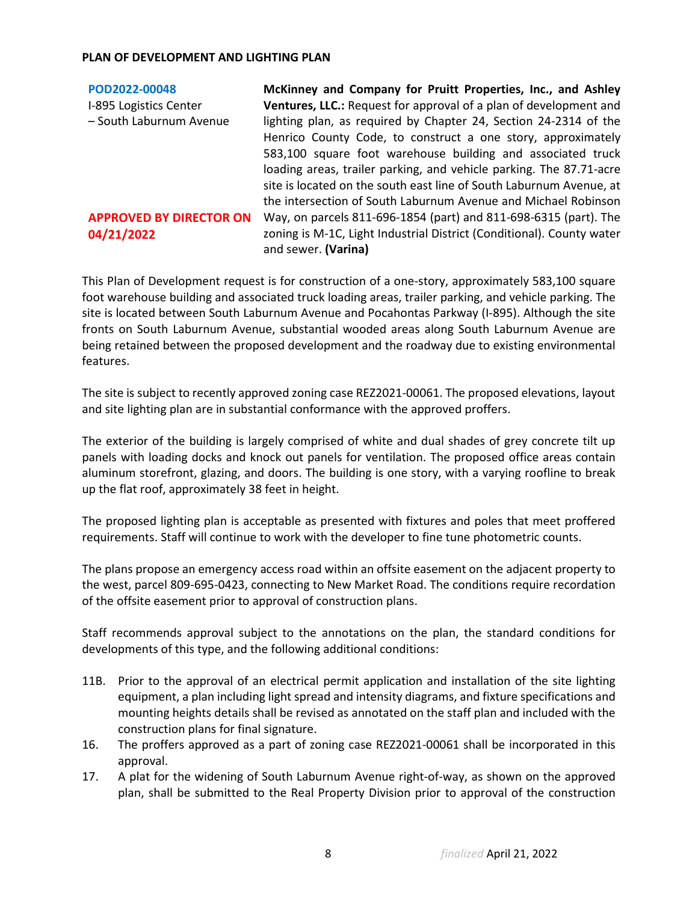**PLAN OF DEVELOPMENT AND LIGHTING PLAN**

| | |
|---|---|
| **POD2022-00048**<br>I-895 Logistics Center – South Laburnum Avenue<br><br>**APPROVED BY DIRECTOR ON 04/21/2022** | **McKinney and Company for Pruitt Properties, Inc., and Ashley Ventures, LLC.:** Request for approval of a plan of development and lighting plan, as required by Chapter 24, Section 24-2314 of the Henrico County Code, to construct a one story, approximately 583,100 square foot warehouse building and associated truck loading areas, trailer parking, and vehicle parking. The 87.71-acre site is located on the south east line of South Laburnum Avenue, at the intersection of South Laburnum Avenue and Michael Robinson Way, on parcels 811-696-1854 (part) and 811-698-6315 (part). The zoning is M-1C, Light Industrial District (Conditional). County water and sewer. **(Varina)** |

This Plan of Development request is for construction of a one-story, approximately 583,100 square foot warehouse building and associated truck loading areas, trailer parking, and vehicle parking. The site is located between South Laburnum Avenue and Pocahontas Parkway (I-895). Although the site fronts on South Laburnum Avenue, substantial wooded areas along South Laburnum Avenue are being retained between the proposed development and the roadway due to existing environmental features.

The site is subject to recently approved zoning case REZ2021-00061. The proposed elevations, layout and site lighting plan are in substantial conformance with the approved proffers.

The exterior of the building is largely comprised of white and dual shades of grey concrete tilt up panels with loading docks and knock out panels for ventilation. The proposed office areas contain aluminum storefront, glazing, and doors. The building is one story, with a varying roofline to break up the flat roof, approximately 38 feet in height.

The proposed lighting plan is acceptable as presented with fixtures and poles that meet proffered requirements. Staff will continue to work with the developer to fine tune photometric counts.

The plans propose an emergency access road within an offsite easement on the adjacent property to the west, parcel 809-695-0423, connecting to New Market Road. The conditions require recordation of the offsite easement prior to approval of construction plans.

Staff recommends approval subject to the annotations on the plan, the standard conditions for developments of this type, and the following additional conditions:

11B. Prior to the approval of an electrical permit application and installation of the site lighting equipment, a plan including light spread and intensity diagrams, and fixture specifications and mounting heights details shall be revised as annotated on the staff plan and included with the construction plans for final signature.

16. The proffers approved as a part of zoning case REZ2021-00061 shall be incorporated in this approval.

17. A plat for the widening of South Laburnum Avenue right-of-way, as shown on the approved plan, shall be submitted to the Real Property Division prior to approval of the construction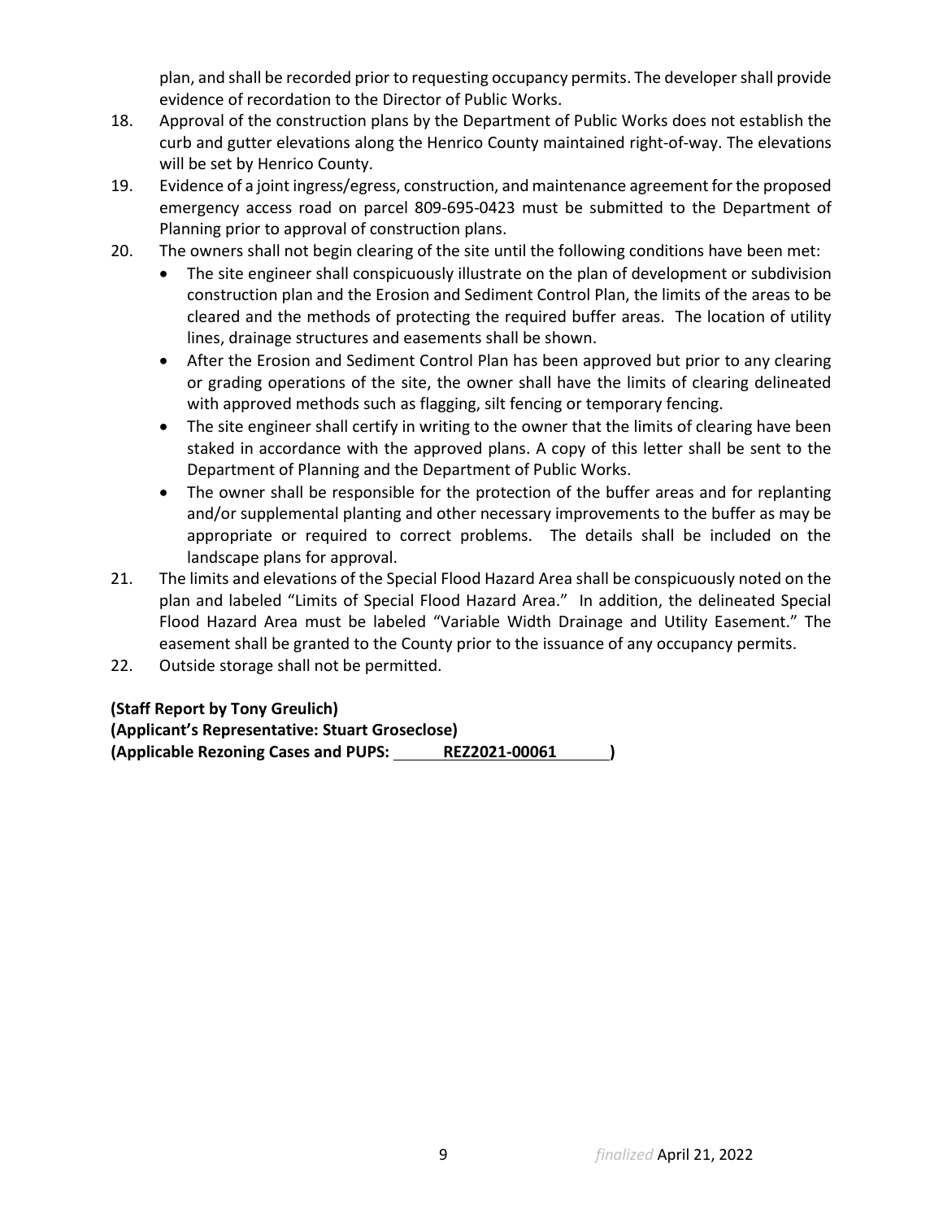plan, and shall be recorded prior to requesting occupancy permits. The developer shall provide evidence of recordation to the Director of Public Works.

18. Approval of the construction plans by the Department of Public Works does not establish the curb and gutter elevations along the Henrico County maintained right-of-way. The elevations will be set by Henrico County.
19. Evidence of a joint ingress/egress, construction, and maintenance agreement for the proposed emergency access road on parcel 809-695-0423 must be submitted to the Department of Planning prior to approval of construction plans.
20. The owners shall not begin clearing of the site until the following conditions have been met:
    - The site engineer shall conspicuously illustrate on the plan of development or subdivision construction plan and the Erosion and Sediment Control Plan, the limits of the areas to be cleared and the methods of protecting the required buffer areas. The location of utility lines, drainage structures and easements shall be shown.
    - After the Erosion and Sediment Control Plan has been approved but prior to any clearing or grading operations of the site, the owner shall have the limits of clearing delineated with approved methods such as flagging, silt fencing or temporary fencing.
    - The site engineer shall certify in writing to the owner that the limits of clearing have been staked in accordance with the approved plans. A copy of this letter shall be sent to the Department of Planning and the Department of Public Works.
    - The owner shall be responsible for the protection of the buffer areas and for replanting and/or supplemental planting and other necessary improvements to the buffer as may be appropriate or required to correct problems. The details shall be included on the landscape plans for approval.
21. The limits and elevations of the Special Flood Hazard Area shall be conspicuously noted on the plan and labeled "Limits of Special Flood Hazard Area." In addition, the delineated Special Flood Hazard Area must be labeled "Variable Width Drainage and Utility Easement." The easement shall be granted to the County prior to the issuance of any occupancy permits.
22. Outside storage shall not be permitted.

**(Staff Report by Tony Greulich)**
**(Applicant's Representative: Stuart Groseclose)**
**(Applicable Rezoning Cases and PUPS: REZ2021-00061 )**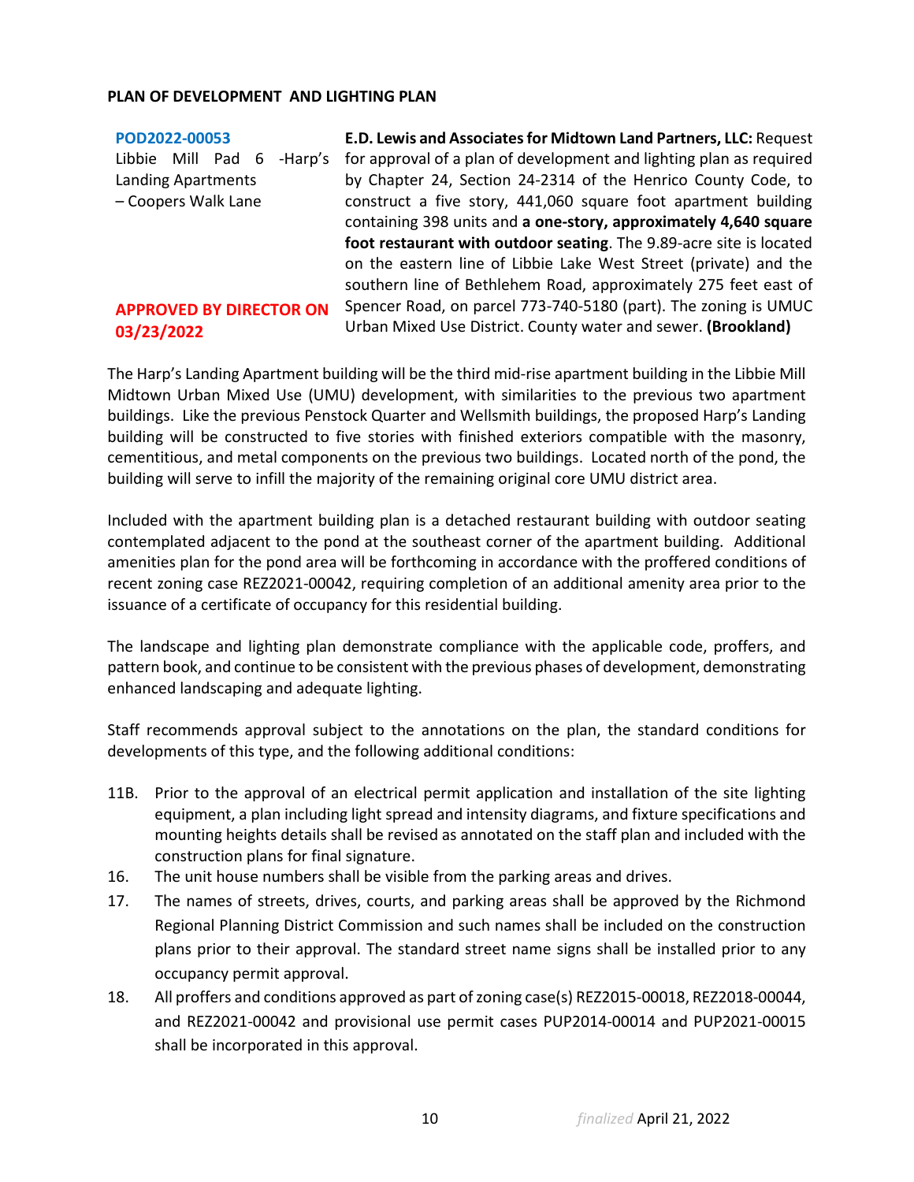**PLAN OF DEVELOPMENT AND LIGHTING PLAN**

| | |
|---|---|
| **POD2022-00053**<br>Libbie Mill Pad 6 -Harp's Landing Apartments – Coopers Walk Lane<br><br>**APPROVED BY DIRECTOR ON 03/23/2022** | **E.D. Lewis and Associates for Midtown Land Partners, LLC:** Request for approval of a plan of development and lighting plan as required by Chapter 24, Section 24-2314 of the Henrico County Code, to construct a five story, 441,060 square foot apartment building containing 398 units and **a one-story, approximately 4,640 square foot restaurant with outdoor seating**. The 9.89-acre site is located on the eastern line of Libbie Lake West Street (private) and the southern line of Bethlehem Road, approximately 275 feet east of Spencer Road, on parcel 773-740-5180 (part). The zoning is UMUC Urban Mixed Use District. County water and sewer. **(Brookland)** |

The Harp's Landing Apartment building will be the third mid-rise apartment building in the Libbie Mill Midtown Urban Mixed Use (UMU) development, with similarities to the previous two apartment buildings. Like the previous Penstock Quarter and Wellsmith buildings, the proposed Harp's Landing building will be constructed to five stories with finished exteriors compatible with the masonry, cementitious, and metal components on the previous two buildings. Located north of the pond, the building will serve to infill the majority of the remaining original core UMU district area.

Included with the apartment building plan is a detached restaurant building with outdoor seating contemplated adjacent to the pond at the southeast corner of the apartment building. Additional amenities plan for the pond area will be forthcoming in accordance with the proffered conditions of recent zoning case REZ2021-00042, requiring completion of an additional amenity area prior to the issuance of a certificate of occupancy for this residential building.

The landscape and lighting plan demonstrate compliance with the applicable code, proffers, and pattern book, and continue to be consistent with the previous phases of development, demonstrating enhanced landscaping and adequate lighting.

Staff recommends approval subject to the annotations on the plan, the standard conditions for developments of this type, and the following additional conditions:

11B. Prior to the approval of an electrical permit application and installation of the site lighting equipment, a plan including light spread and intensity diagrams, and fixture specifications and mounting heights details shall be revised as annotated on the staff plan and included with the construction plans for final signature.

16. The unit house numbers shall be visible from the parking areas and drives.

17. The names of streets, drives, courts, and parking areas shall be approved by the Richmond Regional Planning District Commission and such names shall be included on the construction plans prior to their approval. The standard street name signs shall be installed prior to any occupancy permit approval.

18. All proffers and conditions approved as part of zoning case(s) REZ2015-00018, REZ2018-00044, and REZ2021-00042 and provisional use permit cases PUP2014-00014 and PUP2021-00015 shall be incorporated in this approval.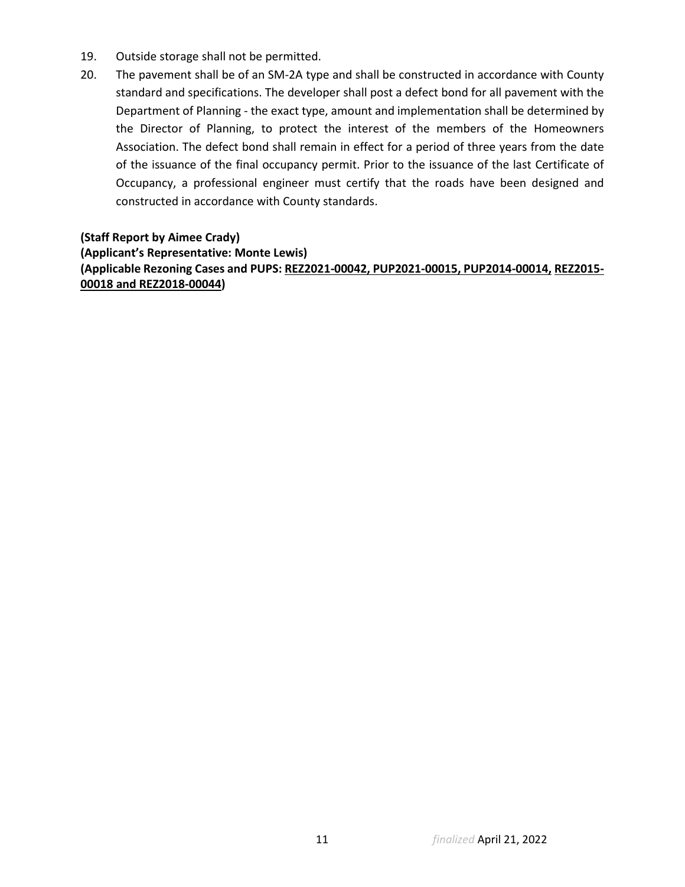19. Outside storage shall not be permitted.
20. The pavement shall be of an SM-2A type and shall be constructed in accordance with County standard and specifications. The developer shall post a defect bond for all pavement with the Department of Planning - the exact type, amount and implementation shall be determined by the Director of Planning, to protect the interest of the members of the Homeowners Association. The defect bond shall remain in effect for a period of three years from the date of the issuance of the final occupancy permit. Prior to the issuance of the last Certificate of Occupancy, a professional engineer must certify that the roads have been designed and constructed in accordance with County standards.

**(Staff Report by Aimee Crady)**
**(Applicant's Representative: Monte Lewis)**
**(Applicable Rezoning Cases and PUPS: REZ2021-00042, PUP2021-00015, PUP2014-00014, REZ2015-00018 and REZ2018-00044)**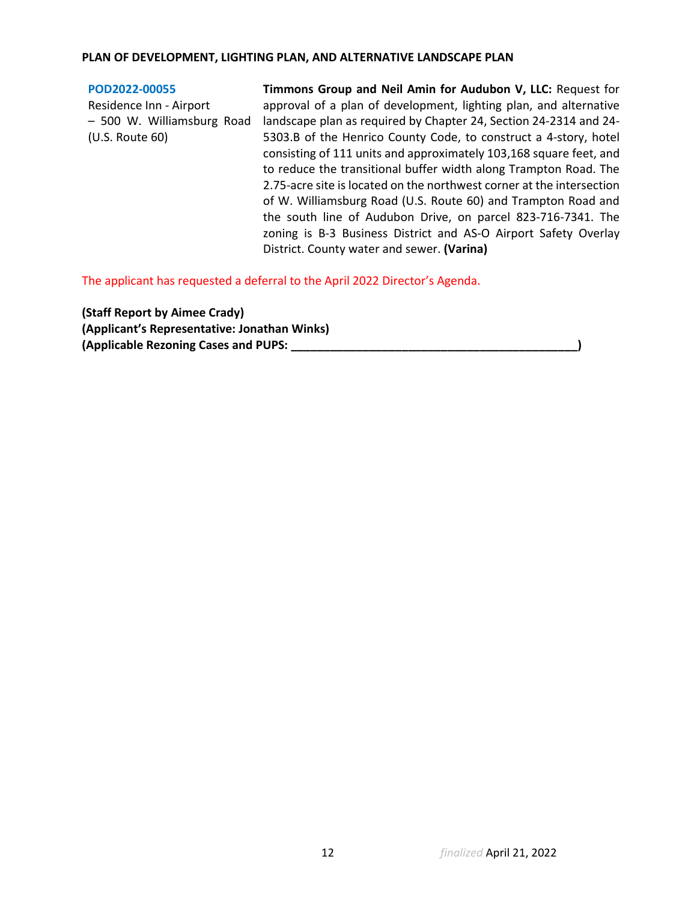**PLAN OF DEVELOPMENT, LIGHTING PLAN, AND ALTERNATIVE LANDSCAPE PLAN**

| | |
|---|---|
| POD2022-00055<br>Residence Inn - Airport – 500 W. Williamsburg Road (U.S. Route 60) | **Timmons Group and Neil Amin for Audubon V, LLC:** Request for approval of a plan of development, lighting plan, and alternative landscape plan as required by Chapter 24, Section 24-2314 and 24-5303.B of the Henrico County Code, to construct a 4-story, hotel consisting of 111 units and approximately 103,168 square feet, and to reduce the transitional buffer width along Trampton Road. The 2.75-acre site is located on the northwest corner at the intersection of W. Williamsburg Road (U.S. Route 60) and Trampton Road and the south line of Audubon Drive, on parcel 823-716-7341. The zoning is B-3 Business District and AS-O Airport Safety Overlay District. County water and sewer. **(Varina)** |

The applicant has requested a deferral to the April 2022 Director's Agenda.

**(Staff Report by Aimee Crady)**
**(Applicant's Representative: Jonathan Winks)**
**(Applicable Rezoning Cases and PUPS: _____________________________________________)**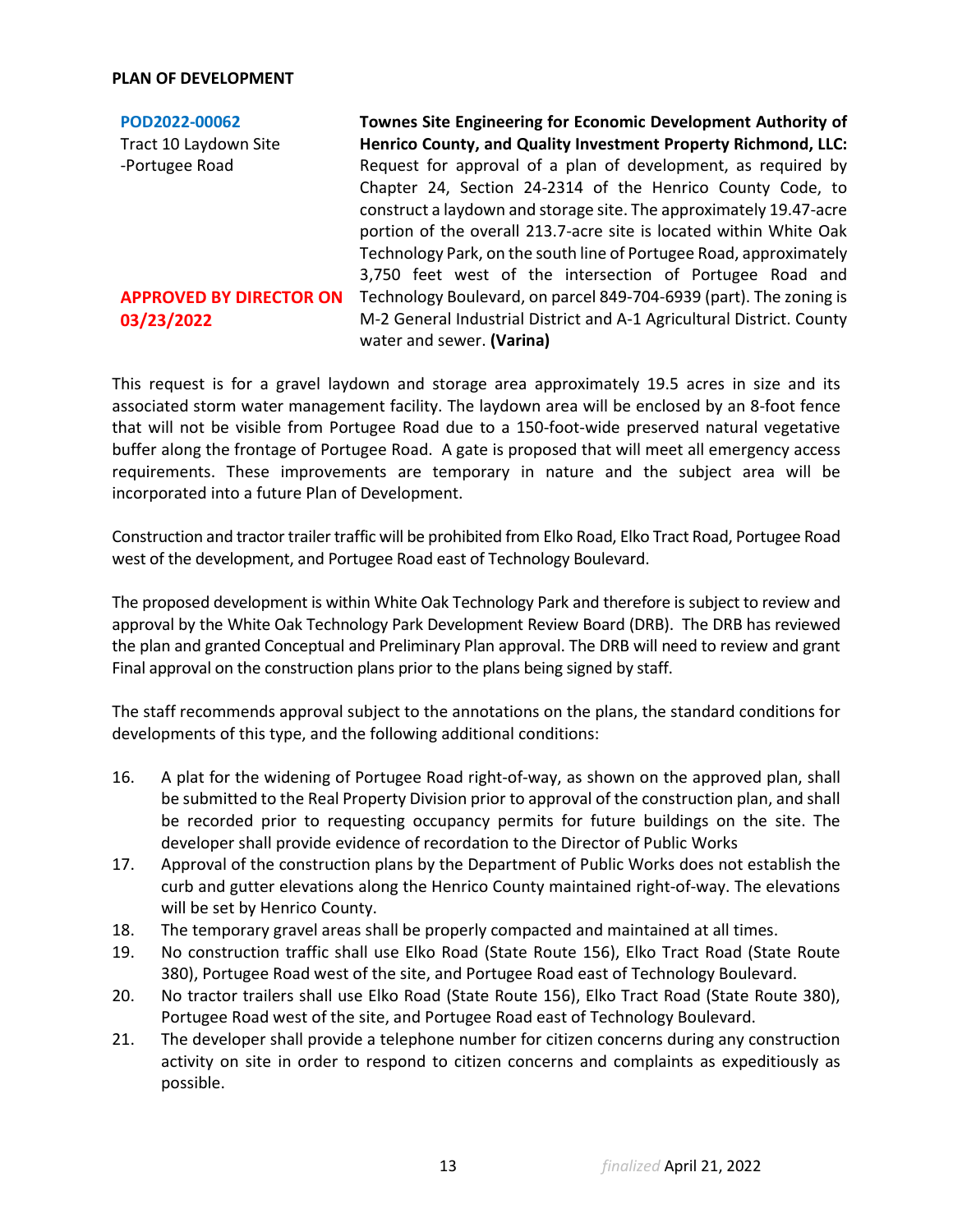**PLAN OF DEVELOPMENT**

| | |
|---|---|
| **POD2022-00062**<br>Tract 10 Laydown Site -Portugee Road<br><br>**APPROVED BY DIRECTOR ON 03/23/2022** | **Townes Site Engineering for Economic Development Authority of Henrico County, and Quality Investment Property Richmond, LLC:** Request for approval of a plan of development, as required by Chapter 24, Section 24-2314 of the Henrico County Code, to construct a laydown and storage site. The approximately 19.47-acre portion of the overall 213.7-acre site is located within White Oak Technology Park, on the south line of Portugee Road, approximately 3,750 feet west of the intersection of Portugee Road and Technology Boulevard, on parcel 849-704-6939 (part). The zoning is M-2 General Industrial District and A-1 Agricultural District. County water and sewer. **(Varina)** |

This request is for a gravel laydown and storage area approximately 19.5 acres in size and its associated storm water management facility. The laydown area will be enclosed by an 8-foot fence that will not be visible from Portugee Road due to a 150-foot-wide preserved natural vegetative buffer along the frontage of Portugee Road. A gate is proposed that will meet all emergency access requirements. These improvements are temporary in nature and the subject area will be incorporated into a future Plan of Development.

Construction and tractor trailer traffic will be prohibited from Elko Road, Elko Tract Road, Portugee Road west of the development, and Portugee Road east of Technology Boulevard.

The proposed development is within White Oak Technology Park and therefore is subject to review and approval by the White Oak Technology Park Development Review Board (DRB). The DRB has reviewed the plan and granted Conceptual and Preliminary Plan approval. The DRB will need to review and grant Final approval on the construction plans prior to the plans being signed by staff.

The staff recommends approval subject to the annotations on the plans, the standard conditions for developments of this type, and the following additional conditions:

16. A plat for the widening of Portugee Road right-of-way, as shown on the approved plan, shall be submitted to the Real Property Division prior to approval of the construction plan, and shall be recorded prior to requesting occupancy permits for future buildings on the site. The developer shall provide evidence of recordation to the Director of Public Works
17. Approval of the construction plans by the Department of Public Works does not establish the curb and gutter elevations along the Henrico County maintained right-of-way. The elevations will be set by Henrico County.
18. The temporary gravel areas shall be properly compacted and maintained at all times.
19. No construction traffic shall use Elko Road (State Route 156), Elko Tract Road (State Route 380), Portugee Road west of the site, and Portugee Road east of Technology Boulevard.
20. No tractor trailers shall use Elko Road (State Route 156), Elko Tract Road (State Route 380), Portugee Road west of the site, and Portugee Road east of Technology Boulevard.
21. The developer shall provide a telephone number for citizen concerns during any construction activity on site in order to respond to citizen concerns and complaints as expeditiously as possible.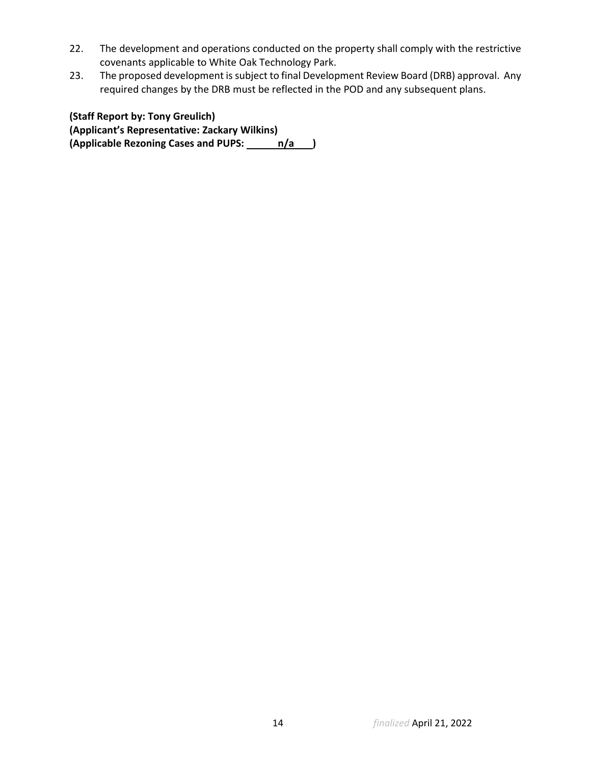22. The development and operations conducted on the property shall comply with the restrictive covenants applicable to White Oak Technology Park.
23. The proposed development is subject to final Development Review Board (DRB) approval. Any required changes by the DRB must be reflected in the POD and any subsequent plans.

**(Staff Report by: Tony Greulich)**
**(Applicant's Representative: Zackary Wilkins)**
**(Applicable Rezoning Cases and PUPS: n/a )**

*finalized* April 21, 2022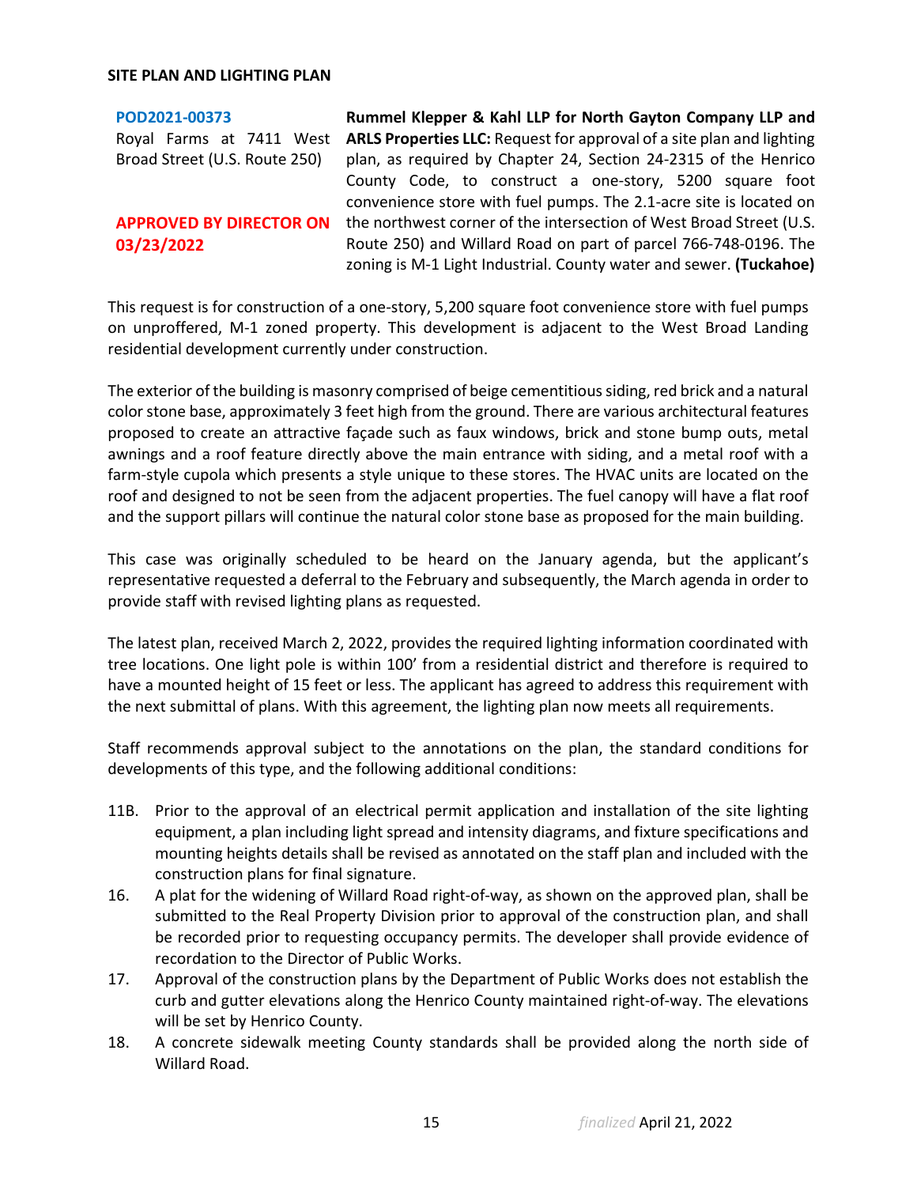**SITE PLAN AND LIGHTING PLAN**

| | |
|---|---|
| **POD2021-00373**<br>Royal Farms at 7411 West Broad Street (U.S. Route 250)<br><br>**APPROVED BY DIRECTOR ON 03/23/2022** | **Rummel Klepper & Kahl LLP for North Gayton Company LLP and ARLS Properties LLC:** Request for approval of a site plan and lighting plan, as required by Chapter 24, Section 24-2315 of the Henrico County Code, to construct a one-story, 5200 square foot convenience store with fuel pumps. The 2.1-acre site is located on the northwest corner of the intersection of West Broad Street (U.S. Route 250) and Willard Road on part of parcel 766-748-0196. The zoning is M-1 Light Industrial. County water and sewer. **(Tuckahoe)** |

This request is for construction of a one-story, 5,200 square foot convenience store with fuel pumps on unproffered, M-1 zoned property. This development is adjacent to the West Broad Landing residential development currently under construction.

The exterior of the building is masonry comprised of beige cementitious siding, red brick and a natural color stone base, approximately 3 feet high from the ground. There are various architectural features proposed to create an attractive façade such as faux windows, brick and stone bump outs, metal awnings and a roof feature directly above the main entrance with siding, and a metal roof with a farm-style cupola which presents a style unique to these stores. The HVAC units are located on the roof and designed to not be seen from the adjacent properties. The fuel canopy will have a flat roof and the support pillars will continue the natural color stone base as proposed for the main building.

This case was originally scheduled to be heard on the January agenda, but the applicant's representative requested a deferral to the February and subsequently, the March agenda in order to provide staff with revised lighting plans as requested.

The latest plan, received March 2, 2022, provides the required lighting information coordinated with tree locations. One light pole is within 100' from a residential district and therefore is required to have a mounted height of 15 feet or less. The applicant has agreed to address this requirement with the next submittal of plans. With this agreement, the lighting plan now meets all requirements.

Staff recommends approval subject to the annotations on the plan, the standard conditions for developments of this type, and the following additional conditions:

11B. Prior to the approval of an electrical permit application and installation of the site lighting equipment, a plan including light spread and intensity diagrams, and fixture specifications and mounting heights details shall be revised as annotated on the staff plan and included with the construction plans for final signature.

16. A plat for the widening of Willard Road right-of-way, as shown on the approved plan, shall be submitted to the Real Property Division prior to approval of the construction plan, and shall be recorded prior to requesting occupancy permits. The developer shall provide evidence of recordation to the Director of Public Works.

17. Approval of the construction plans by the Department of Public Works does not establish the curb and gutter elevations along the Henrico County maintained right-of-way. The elevations will be set by Henrico County.

18. A concrete sidewalk meeting County standards shall be provided along the north side of Willard Road.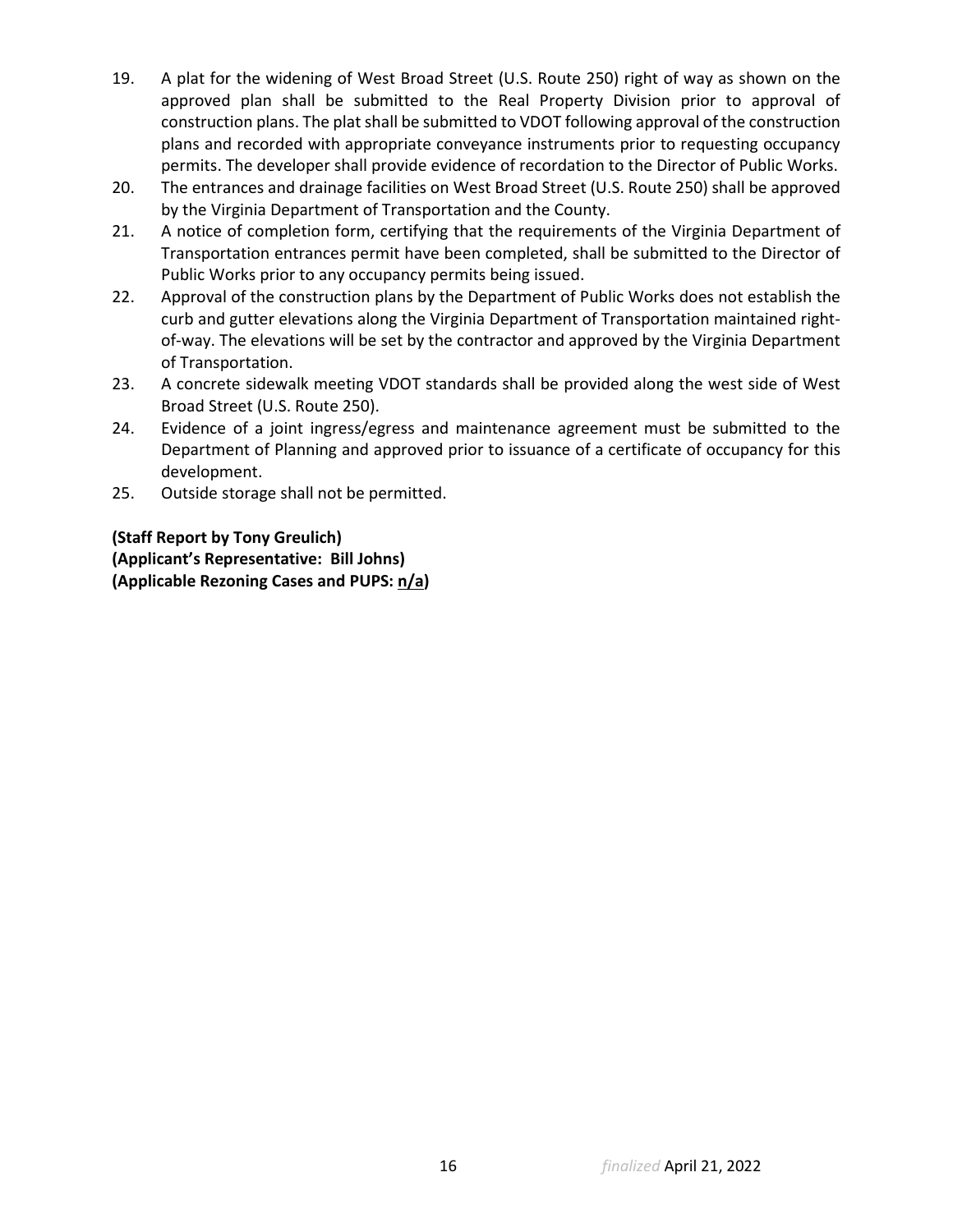19. A plat for the widening of West Broad Street (U.S. Route 250) right of way as shown on the approved plan shall be submitted to the Real Property Division prior to approval of construction plans. The plat shall be submitted to VDOT following approval of the construction plans and recorded with appropriate conveyance instruments prior to requesting occupancy permits. The developer shall provide evidence of recordation to the Director of Public Works.
20. The entrances and drainage facilities on West Broad Street (U.S. Route 250) shall be approved by the Virginia Department of Transportation and the County.
21. A notice of completion form, certifying that the requirements of the Virginia Department of Transportation entrances permit have been completed, shall be submitted to the Director of Public Works prior to any occupancy permits being issued.
22. Approval of the construction plans by the Department of Public Works does not establish the curb and gutter elevations along the Virginia Department of Transportation maintained right-of-way. The elevations will be set by the contractor and approved by the Virginia Department of Transportation.
23. A concrete sidewalk meeting VDOT standards shall be provided along the west side of West Broad Street (U.S. Route 250).
24. Evidence of a joint ingress/egress and maintenance agreement must be submitted to the Department of Planning and approved prior to issuance of a certificate of occupancy for this development.
25. Outside storage shall not be permitted.

**(Staff Report by Tony Greulich)**
**(Applicant's Representative: Bill Johns)**
**(Applicable Rezoning Cases and PUPS: n/a)**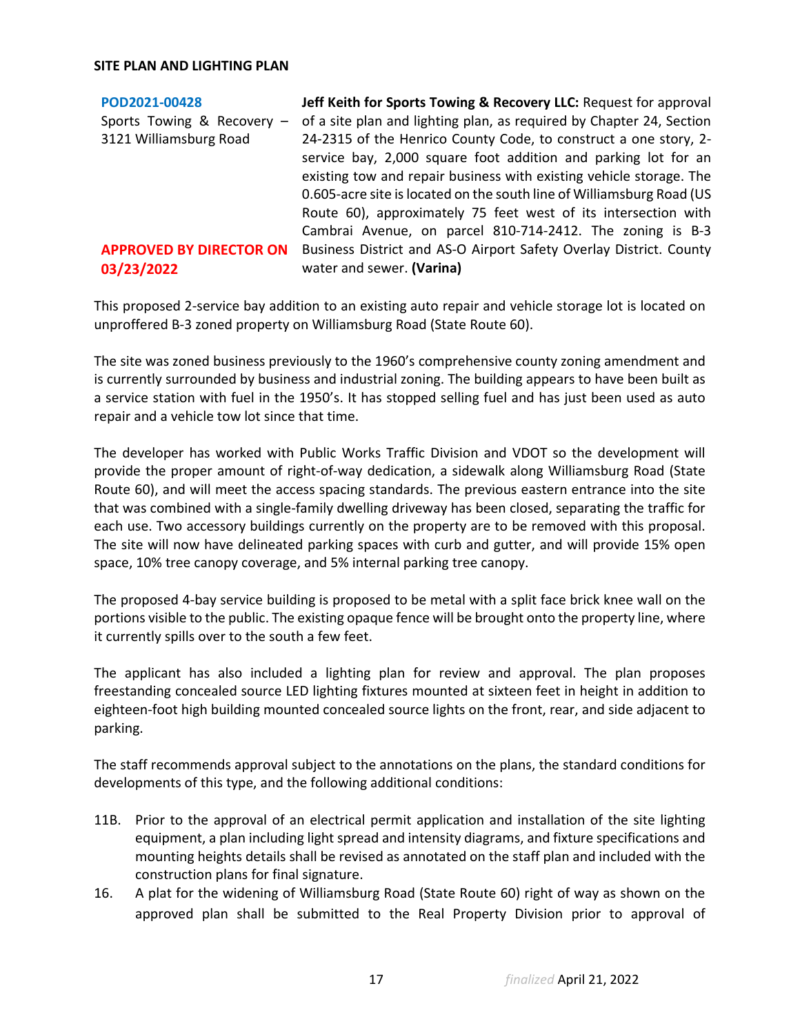**SITE PLAN AND LIGHTING PLAN**

| | |
|---|---|
| **POD2021-00428**<br>Sports Towing & Recovery – 3121 Williamsburg Road<br><br>**APPROVED BY DIRECTOR ON 03/23/2022** | **Jeff Keith for Sports Towing & Recovery LLC:** Request for approval of a site plan and lighting plan, as required by Chapter 24, Section 24-2315 of the Henrico County Code, to construct a one story, 2-service bay, 2,000 square foot addition and parking lot for an existing tow and repair business with existing vehicle storage. The 0.605-acre site is located on the south line of Williamsburg Road (US Route 60), approximately 75 feet west of its intersection with Cambrai Avenue, on parcel 810-714-2412. The zoning is B-3 Business District and AS-O Airport Safety Overlay District. County water and sewer. **(Varina)** |

This proposed 2-service bay addition to an existing auto repair and vehicle storage lot is located on unproffered B-3 zoned property on Williamsburg Road (State Route 60).

The site was zoned business previously to the 1960's comprehensive county zoning amendment and is currently surrounded by business and industrial zoning. The building appears to have been built as a service station with fuel in the 1950's. It has stopped selling fuel and has just been used as auto repair and a vehicle tow lot since that time.

The developer has worked with Public Works Traffic Division and VDOT so the development will provide the proper amount of right-of-way dedication, a sidewalk along Williamsburg Road (State Route 60), and will meet the access spacing standards. The previous eastern entrance into the site that was combined with a single-family dwelling driveway has been closed, separating the traffic for each use. Two accessory buildings currently on the property are to be removed with this proposal. The site will now have delineated parking spaces with curb and gutter, and will provide 15% open space, 10% tree canopy coverage, and 5% internal parking tree canopy.

The proposed 4-bay service building is proposed to be metal with a split face brick knee wall on the portions visible to the public. The existing opaque fence will be brought onto the property line, where it currently spills over to the south a few feet.

The applicant has also included a lighting plan for review and approval. The plan proposes freestanding concealed source LED lighting fixtures mounted at sixteen feet in height in addition to eighteen-foot high building mounted concealed source lights on the front, rear, and side adjacent to parking.

The staff recommends approval subject to the annotations on the plans, the standard conditions for developments of this type, and the following additional conditions:

11B. Prior to the approval of an electrical permit application and installation of the site lighting equipment, a plan including light spread and intensity diagrams, and fixture specifications and mounting heights details shall be revised as annotated on the staff plan and included with the construction plans for final signature.

16. A plat for the widening of Williamsburg Road (State Route 60) right of way as shown on the approved plan shall be submitted to the Real Property Division prior to approval of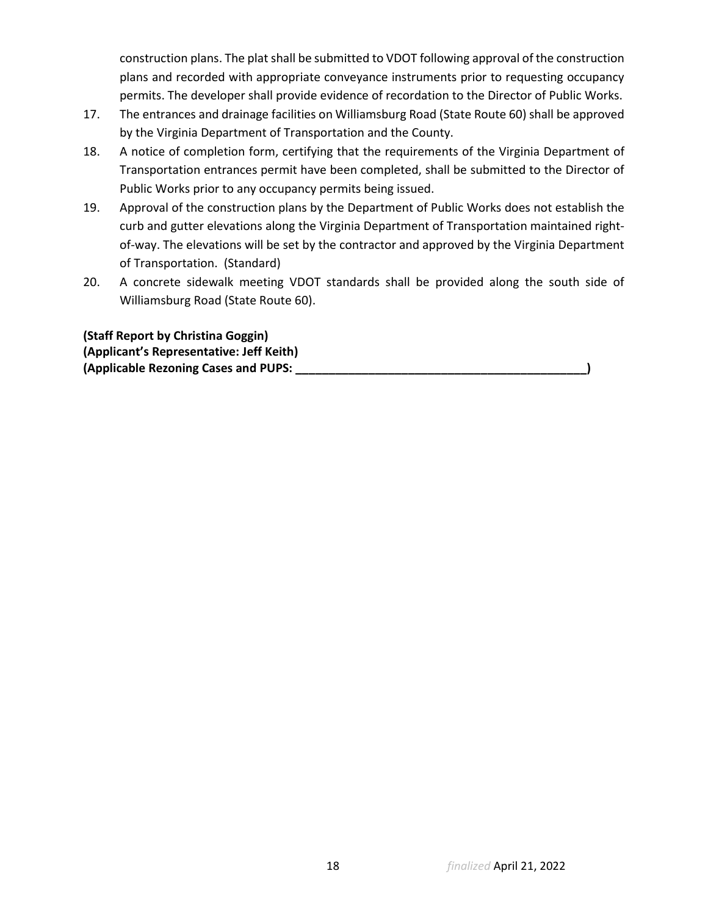construction plans. The plat shall be submitted to VDOT following approval of the construction plans and recorded with appropriate conveyance instruments prior to requesting occupancy permits. The developer shall provide evidence of recordation to the Director of Public Works.

17. The entrances and drainage facilities on Williamsburg Road (State Route 60) shall be approved by the Virginia Department of Transportation and the County.
18. A notice of completion form, certifying that the requirements of the Virginia Department of Transportation entrances permit have been completed, shall be submitted to the Director of Public Works prior to any occupancy permits being issued.
19. Approval of the construction plans by the Department of Public Works does not establish the curb and gutter elevations along the Virginia Department of Transportation maintained right-of-way. The elevations will be set by the contractor and approved by the Virginia Department of Transportation. (Standard)
20. A concrete sidewalk meeting VDOT standards shall be provided along the south side of Williamsburg Road (State Route 60).

**(Staff Report by Christina Goggin)**
**(Applicant's Representative: Jeff Keith)**
**(Applicable Rezoning Cases and PUPS: ____________________________________________)**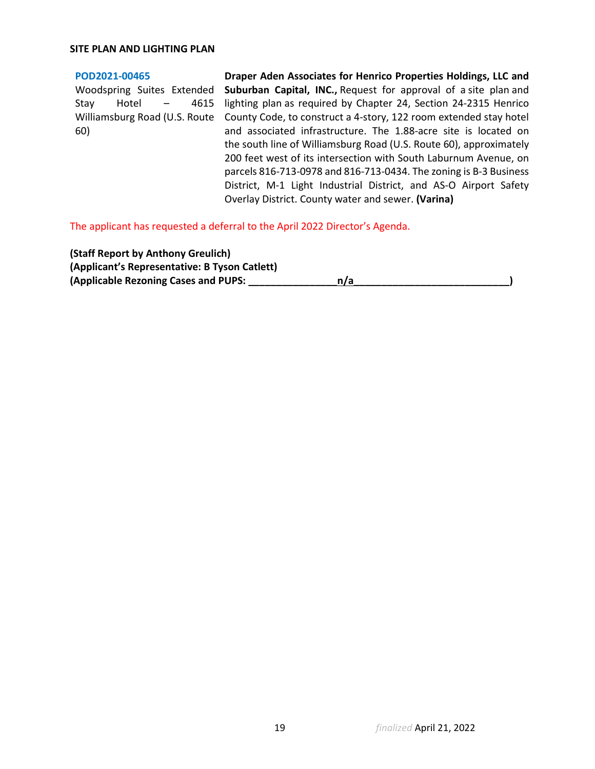**SITE PLAN AND LIGHTING PLAN**

| | |
|---|---|
| POD2021-00465<br>Woodspring Suites Extended Stay Hotel – 4615 Williamsburg Road (U.S. Route 60) | **Draper Aden Associates for Henrico Properties Holdings, LLC and Suburban Capital, INC.,** Request for approval of a site plan and lighting plan as required by Chapter 24, Section 24-2315 Henrico County Code, to construct a 4-story, 122 room extended stay hotel and associated infrastructure. The 1.88-acre site is located on the south line of Williamsburg Road (U.S. Route 60), approximately 200 feet west of its intersection with South Laburnum Avenue, on parcels 816-713-0978 and 816-713-0434. The zoning is B-3 Business District, M-1 Light Industrial District, and AS-O Airport Safety Overlay District. County water and sewer. **(Varina)** |

The applicant has requested a deferral to the April 2022 Director's Agenda.

**(Staff Report by Anthony Greulich)**
**(Applicant's Representative: B Tyson Catlett)**
**(Applicable Rezoning Cases and PUPS: \_\_\_\_\_\_\_\_\_\_\_\_\_\_\_\_n/a\_\_\_\_\_\_\_\_\_\_\_\_\_\_\_\_\_\_\_\_\_\_\_\_\_\_\_\_)**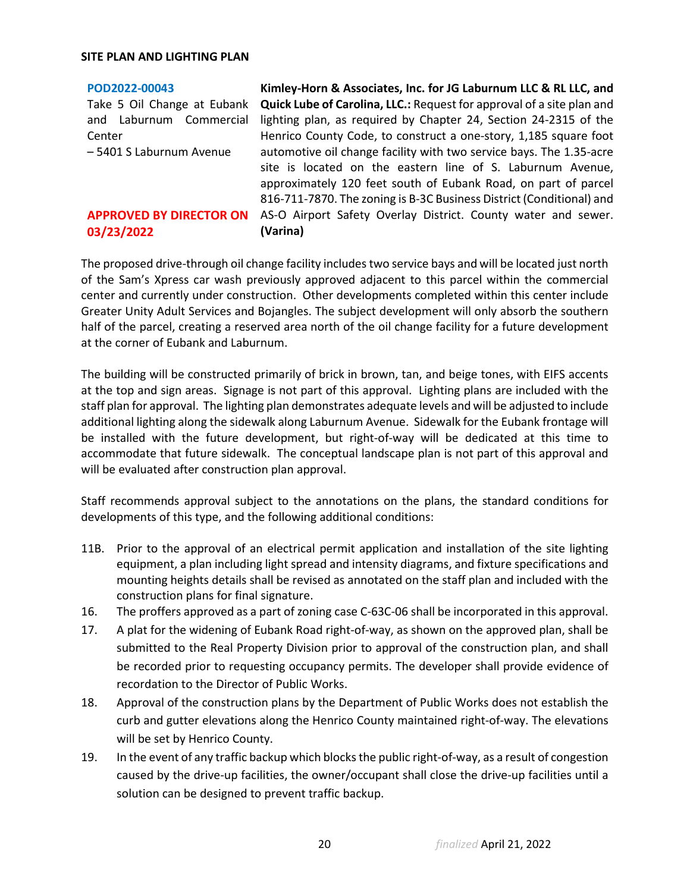**SITE PLAN AND LIGHTING PLAN**

| | |
|---|---|
| POD2022-00043<br>Take 5 Oil Change at Eubank and Laburnum Commercial Center – 5401 S Laburnum Avenue<br><br>**APPROVED BY DIRECTOR ON 03/23/2022** | **Kimley-Horn & Associates, Inc. for JG Laburnum LLC & RL LLC, and Quick Lube of Carolina, LLC.:** Request for approval of a site plan and lighting plan, as required by Chapter 24, Section 24-2315 of the Henrico County Code, to construct a one-story, 1,185 square foot automotive oil change facility with two service bays. The 1.35-acre site is located on the eastern line of S. Laburnum Avenue, approximately 120 feet south of Eubank Road, on part of parcel 816-711-7870. The zoning is B-3C Business District (Conditional) and AS-O Airport Safety Overlay District. County water and sewer. **(Varina)** |

The proposed drive-through oil change facility includes two service bays and will be located just north of the Sam's Xpress car wash previously approved adjacent to this parcel within the commercial center and currently under construction. Other developments completed within this center include Greater Unity Adult Services and Bojangles. The subject development will only absorb the southern half of the parcel, creating a reserved area north of the oil change facility for a future development at the corner of Eubank and Laburnum.

The building will be constructed primarily of brick in brown, tan, and beige tones, with EIFS accents at the top and sign areas. Signage is not part of this approval. Lighting plans are included with the staff plan for approval. The lighting plan demonstrates adequate levels and will be adjusted to include additional lighting along the sidewalk along Laburnum Avenue. Sidewalk for the Eubank frontage will be installed with the future development, but right-of-way will be dedicated at this time to accommodate that future sidewalk. The conceptual landscape plan is not part of this approval and will be evaluated after construction plan approval.

Staff recommends approval subject to the annotations on the plans, the standard conditions for developments of this type, and the following additional conditions:

11B. Prior to the approval of an electrical permit application and installation of the site lighting equipment, a plan including light spread and intensity diagrams, and fixture specifications and mounting heights details shall be revised as annotated on the staff plan and included with the construction plans for final signature.

16. The proffers approved as a part of zoning case C-63C-06 shall be incorporated in this approval.

17. A plat for the widening of Eubank Road right-of-way, as shown on the approved plan, shall be submitted to the Real Property Division prior to approval of the construction plan, and shall be recorded prior to requesting occupancy permits. The developer shall provide evidence of recordation to the Director of Public Works.

18. Approval of the construction plans by the Department of Public Works does not establish the curb and gutter elevations along the Henrico County maintained right-of-way. The elevations will be set by Henrico County.

19. In the event of any traffic backup which blocks the public right-of-way, as a result of congestion caused by the drive-up facilities, the owner/occupant shall close the drive-up facilities until a solution can be designed to prevent traffic backup.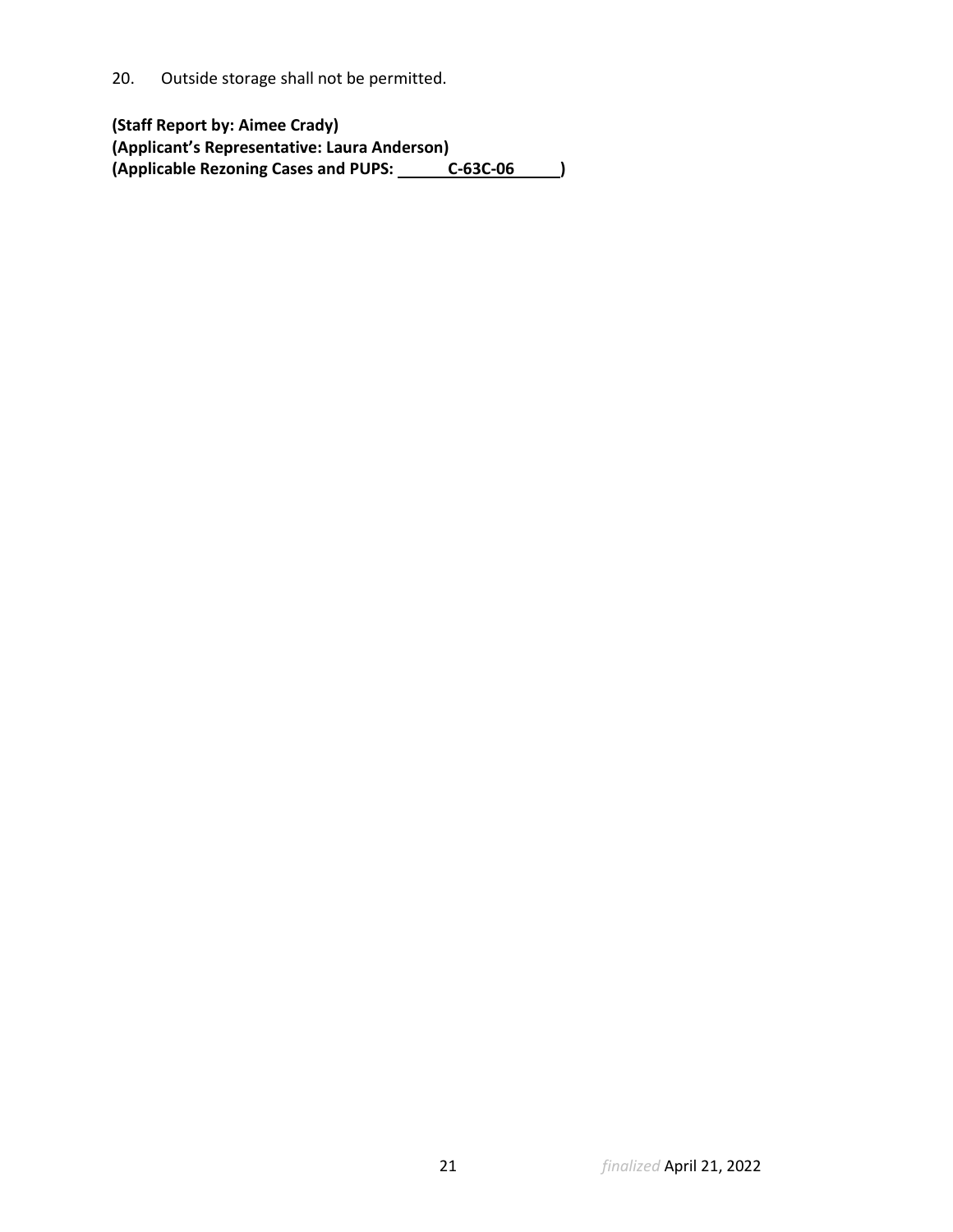20. Outside storage shall not be permitted.

**(Staff Report by: Aimee Crady)**
**(Applicant's Representative: Laura Anderson)**
**(Applicable Rezoning Cases and PUPS: C-63C-06 )**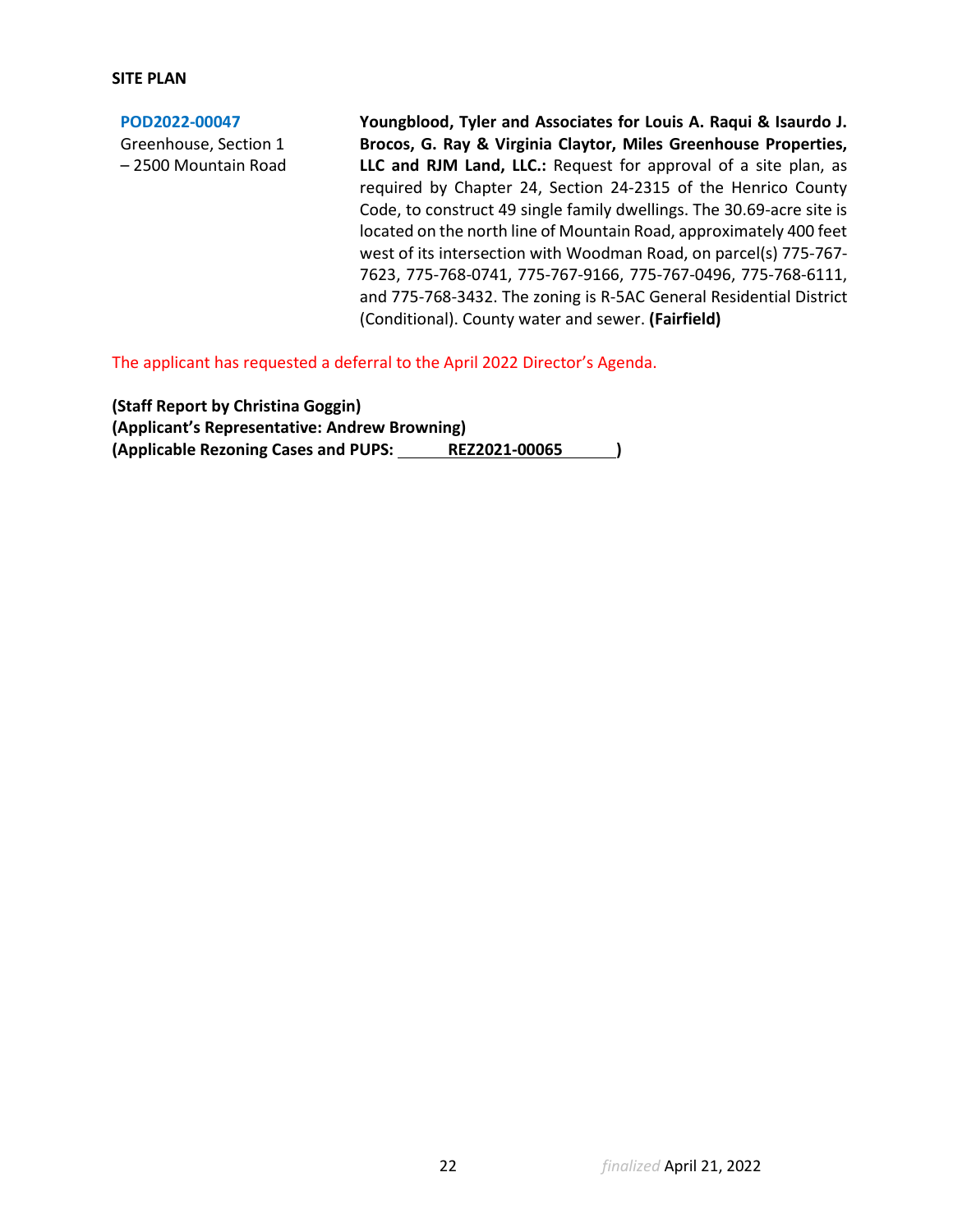**SITE PLAN**

**POD2022-00047**
Greenhouse, Section 1 – 2500 Mountain Road

**Youngblood, Tyler and Associates for Louis A. Raqui & Isaurdo J. Brocos, G. Ray & Virginia Claytor, Miles Greenhouse Properties, LLC and RJM Land, LLC.:** Request for approval of a site plan, as required by Chapter 24, Section 24-2315 of the Henrico County Code, to construct 49 single family dwellings. The 30.69-acre site is located on the north line of Mountain Road, approximately 400 feet west of its intersection with Woodman Road, on parcel(s) 775-767-7623, 775-768-0741, 775-767-9166, 775-767-0496, 775-768-6111, and 775-768-3432. The zoning is R-5AC General Residential District (Conditional). County water and sewer. **(Fairfield)**

The applicant has requested a deferral to the April 2022 Director's Agenda.

**(Staff Report by Christina Goggin)**
**(Applicant's Representative: Andrew Browning)**
**(Applicable Rezoning Cases and PUPS: REZ2021-00065 )**

*finalized* April 21, 2022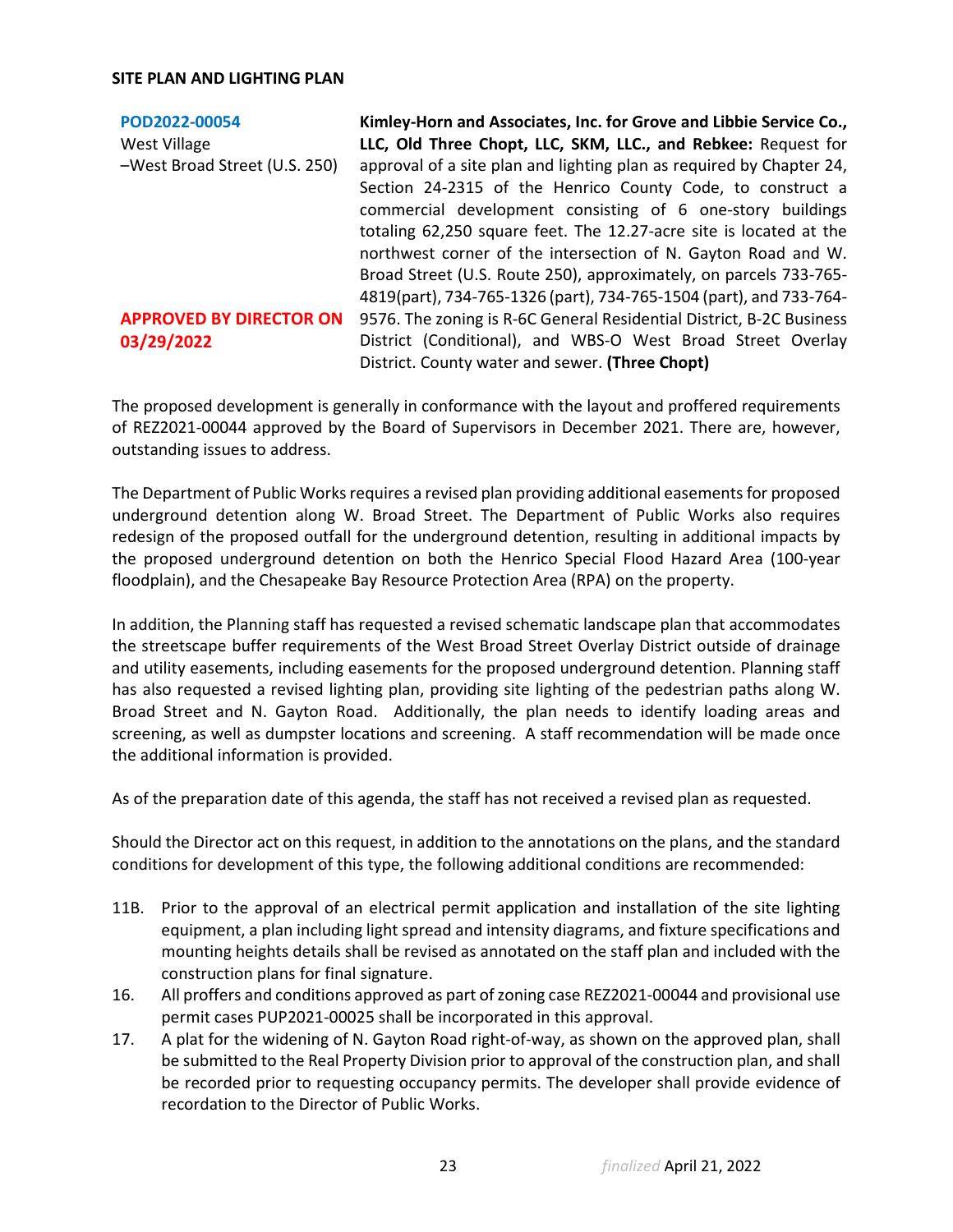**SITE PLAN AND LIGHTING PLAN**

| | |
|---|---|
| **POD2022-00054**<br>West Village<br>–West Broad Street (U.S. 250)<br><br>**APPROVED BY DIRECTOR ON 03/29/2022** | **Kimley-Horn and Associates, Inc. for Grove and Libbie Service Co., LLC, Old Three Chopt, LLC, SKM, LLC., and Rebkee:** Request for approval of a site plan and lighting plan as required by Chapter 24, Section 24-2315 of the Henrico County Code, to construct a commercial development consisting of 6 one-story buildings totaling 62,250 square feet. The 12.27-acre site is located at the northwest corner of the intersection of N. Gayton Road and W. Broad Street (U.S. Route 250), approximately, on parcels 733-765-4819(part), 734-765-1326 (part), 734-765-1504 (part), and 733-764-9576. The zoning is R-6C General Residential District, B-2C Business District (Conditional), and WBS-O West Broad Street Overlay District. County water and sewer. **(Three Chopt)** |

The proposed development is generally in conformance with the layout and proffered requirements of REZ2021-00044 approved by the Board of Supervisors in December 2021. There are, however, outstanding issues to address.

The Department of Public Works requires a revised plan providing additional easements for proposed underground detention along W. Broad Street. The Department of Public Works also requires redesign of the proposed outfall for the underground detention, resulting in additional impacts by the proposed underground detention on both the Henrico Special Flood Hazard Area (100-year floodplain), and the Chesapeake Bay Resource Protection Area (RPA) on the property.

In addition, the Planning staff has requested a revised schematic landscape plan that accommodates the streetscape buffer requirements of the West Broad Street Overlay District outside of drainage and utility easements, including easements for the proposed underground detention. Planning staff has also requested a revised lighting plan, providing site lighting of the pedestrian paths along W. Broad Street and N. Gayton Road. Additionally, the plan needs to identify loading areas and screening, as well as dumpster locations and screening. A staff recommendation will be made once the additional information is provided.

As of the preparation date of this agenda, the staff has not received a revised plan as requested.

Should the Director act on this request, in addition to the annotations on the plans, and the standard conditions for development of this type, the following additional conditions are recommended:

11B. Prior to the approval of an electrical permit application and installation of the site lighting equipment, a plan including light spread and intensity diagrams, and fixture specifications and mounting heights details shall be revised as annotated on the staff plan and included with the construction plans for final signature.

16. All proffers and conditions approved as part of zoning case REZ2021-00044 and provisional use permit cases PUP2021-00025 shall be incorporated in this approval.

17. A plat for the widening of N. Gayton Road right-of-way, as shown on the approved plan, shall be submitted to the Real Property Division prior to approval of the construction plan, and shall be recorded prior to requesting occupancy permits. The developer shall provide evidence of recordation to the Director of Public Works.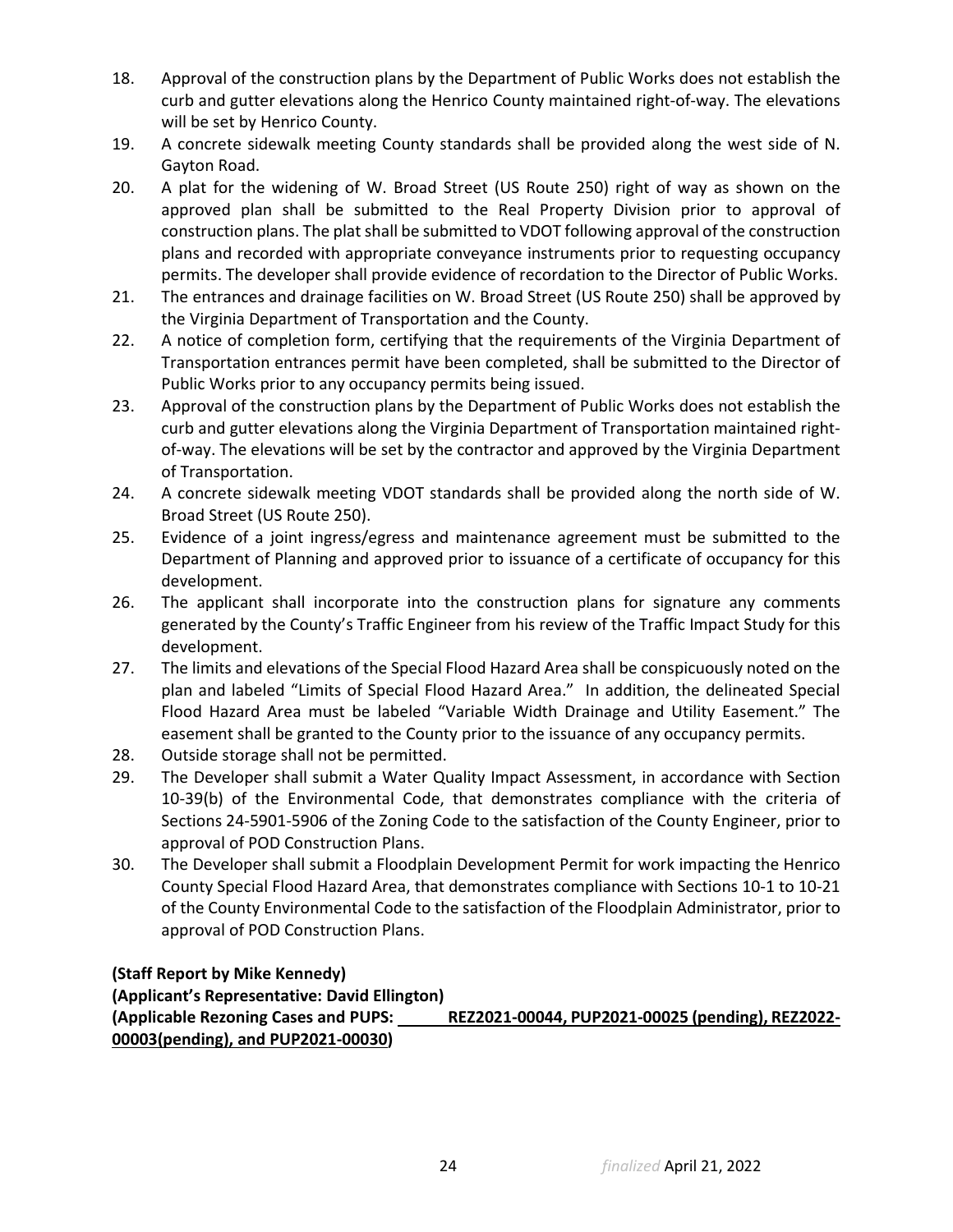18. Approval of the construction plans by the Department of Public Works does not establish the curb and gutter elevations along the Henrico County maintained right-of-way. The elevations will be set by Henrico County.
19. A concrete sidewalk meeting County standards shall be provided along the west side of N. Gayton Road.
20. A plat for the widening of W. Broad Street (US Route 250) right of way as shown on the approved plan shall be submitted to the Real Property Division prior to approval of construction plans. The plat shall be submitted to VDOT following approval of the construction plans and recorded with appropriate conveyance instruments prior to requesting occupancy permits. The developer shall provide evidence of recordation to the Director of Public Works.
21. The entrances and drainage facilities on W. Broad Street (US Route 250) shall be approved by the Virginia Department of Transportation and the County.
22. A notice of completion form, certifying that the requirements of the Virginia Department of Transportation entrances permit have been completed, shall be submitted to the Director of Public Works prior to any occupancy permits being issued.
23. Approval of the construction plans by the Department of Public Works does not establish the curb and gutter elevations along the Virginia Department of Transportation maintained right-of-way. The elevations will be set by the contractor and approved by the Virginia Department of Transportation.
24. A concrete sidewalk meeting VDOT standards shall be provided along the north side of W. Broad Street (US Route 250).
25. Evidence of a joint ingress/egress and maintenance agreement must be submitted to the Department of Planning and approved prior to issuance of a certificate of occupancy for this development.
26. The applicant shall incorporate into the construction plans for signature any comments generated by the County's Traffic Engineer from his review of the Traffic Impact Study for this development.
27. The limits and elevations of the Special Flood Hazard Area shall be conspicuously noted on the plan and labeled "Limits of Special Flood Hazard Area." In addition, the delineated Special Flood Hazard Area must be labeled "Variable Width Drainage and Utility Easement." The easement shall be granted to the County prior to the issuance of any occupancy permits.
28. Outside storage shall not be permitted.
29. The Developer shall submit a Water Quality Impact Assessment, in accordance with Section 10-39(b) of the Environmental Code, that demonstrates compliance with the criteria of Sections 24-5901-5906 of the Zoning Code to the satisfaction of the County Engineer, prior to approval of POD Construction Plans.
30. The Developer shall submit a Floodplain Development Permit for work impacting the Henrico County Special Flood Hazard Area, that demonstrates compliance with Sections 10-1 to 10-21 of the County Environmental Code to the satisfaction of the Floodplain Administrator, prior to approval of POD Construction Plans.

**(Staff Report by Mike Kennedy)**
**(Applicant's Representative: David Ellington)**
**(Applicable Rezoning Cases and PUPS: <u>REZ2021-00044, PUP2021-00025 (pending), REZ2022-00003(pending), and PUP2021-00030</u>)**